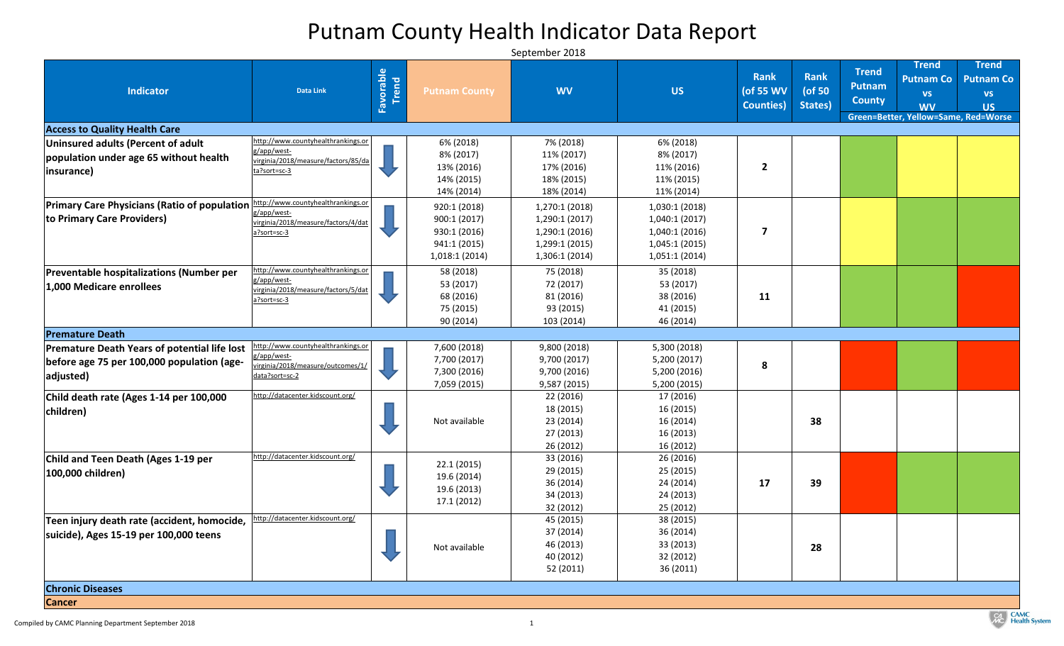# Putnam County Health Indicator Data Report

September 2018

| Indicator | Data Link | Favorable Trend | Putnam County | WV | US | Rank (of 55 WV Counties) | Rank (of 50 States) | Trend Putnam County | Trend Putnam Co vs WV | Trend Putnam Co vs US |
|---|---|---|---|---|---|---|---|---|---|---|
| | | | | | | | | Green=Better, Yellow=Same, Red=Worse | | |
| **Access to Quality Health Care** | | | | | | | | | | |
| **Uninsured adults (Percent of adult population under age 65 without health insurance)** | http://www.countyhealthrankings.org/app/west-virginia/2018/measure/factors/85/data?sort=sc-3 | ↓ | 6% (2018)<br>8% (2017)<br>13% (2016)<br>14% (2015)<br>14% (2014) | 7% (2018)<br>11% (2017)<br>17% (2016)<br>18% (2015)<br>18% (2014) | 6% (2018)<br>8% (2017)<br>11% (2016)<br>11% (2015)<br>11% (2014) | 2 | | Green | Yellow | Yellow |
| **Primary Care Physicians (Ratio of population to Primary Care Providers)** | http://www.countyhealthrankings.org/app/west-virginia/2018/measure/factors/4/data?sort=sc-3 | ↓ | 920:1 (2018)<br>900:1 (2017)<br>930:1 (2016)<br>941:1 (2015)<br>1,018:1 (2014) | 1,270:1 (2018)<br>1,290:1 (2017)<br>1,290:1 (2016)<br>1,299:1 (2015)<br>1,306:1 (2014) | 1,030:1 (2018)<br>1,040:1 (2017)<br>1,040:1 (2016)<br>1,045:1 (2015)<br>1,051:1 (2014) | 7 | | Yellow | Green | Green |
| **Preventable hospitalizations (Number per 1,000 Medicare enrollees** | http://www.countyhealthrankings.org/app/west-virginia/2018/measure/factors/5/data?sort=sc-3 | ↓ | 58 (2018)<br>53 (2017)<br>68 (2016)<br>75 (2015)<br>90 (2014) | 75 (2018)<br>72 (2017)<br>81 (2016)<br>93 (2015)<br>103 (2014) | 35 (2018)<br>53 (2017)<br>38 (2016)<br>41 (2015)<br>46 (2014) | 11 | | Green | Green | Red |
| **Premature Death** | | | | | | | | | | |
| **Premature Death Years of potential life lost before age 75 per 100,000 population (age-adjusted)** | http://www.countyhealthrankings.org/app/west-virginia/2018/measure/outcomes/1/data?sort=sc-2 | ↓ | 7,600 (2018)<br>7,700 (2017)<br>7,300 (2016)<br>7,059 (2015) | 9,800 (2018)<br>9,700 (2017)<br>9,700 (2016)<br>9,587 (2015) | 5,300 (2018)<br>5,200 (2017)<br>5,200 (2016)<br>5,200 (2015) | 8 | | Red | Green | Red |
| **Child death rate (Ages 1-14 per 100,000 children)** | http://datacenter.kidscount.org/ | ↓ | Not available | 22 (2016)<br>18 (2015)<br>23 (2014)<br>27 (2013)<br>26 (2012) | 17 (2016)<br>16 (2015)<br>16 (2014)<br>16 (2013)<br>16 (2012) | | 38 | | | |
| **Child and Teen Death (Ages 1-19 per 100,000 children)** | http://datacenter.kidscount.org/ | ↓ | 22.1 (2015)<br>19.6 (2014)<br>19.6 (2013)<br>17.1 (2012) | 33 (2016)<br>29 (2015)<br>36 (2014)<br>34 (2013)<br>32 (2012) | 26 (2016)<br>25 (2015)<br>24 (2014)<br>24 (2013)<br>25 (2012) | 17 | 39 | Red | Green | Green |
| **Teen injury death rate (accident, homocide, suicide), Ages 15-19 per 100,000 teens** | http://datacenter.kidscount.org/ | ↓ | Not available | 45 (2015)<br>37 (2014)<br>46 (2013)<br>40 (2012)<br>52 (2011) | 38 (2015)<br>36 (2014)<br>33 (2013)<br>32 (2012)<br>36 (2011) | | 28 | | | |
| **Chronic Diseases** | | | | | | | | | | |
| **Cancer** | | | | | | | | | | |

Compiled by CAMC Planning Department September 2018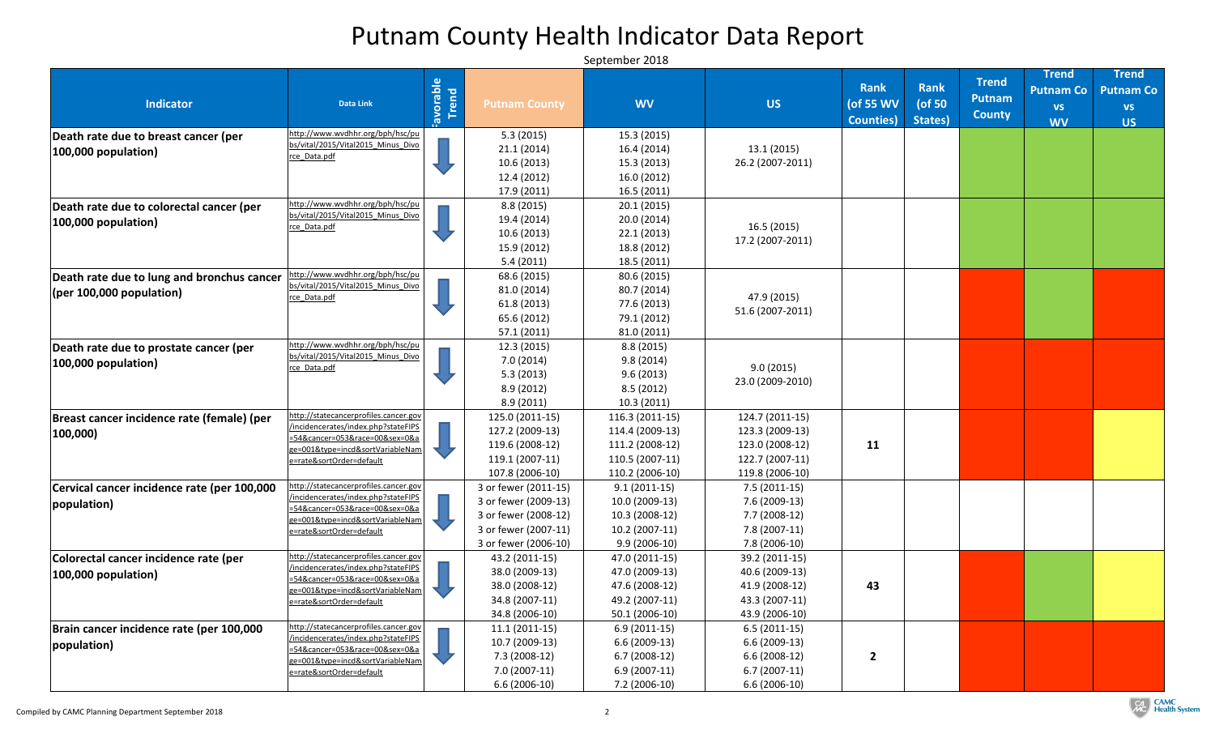# Putnam County Health Indicator Data Report

September 2018

| Indicator | Data Link | Favorable Trend | Putnam County | WV | US | Rank (of 55 WV Counties) | Rank (of 50 States) | Trend Putnam County | Trend Putnam Co vs WV | Trend Putnam Co vs US |
|---|---|---|---|---|---|---|---|---|---|---|
| Death rate due to breast cancer (per 100,000 population) | http://www.wvdhhr.org/bph/hsc/pubs/vital/2015/Vital2015_Minus_Divorce_Data.pdf | ↓ | 5.3 (2015)<br>21.1 (2014)<br>10.6 (2013)<br>12.4 (2012)<br>17.9 (2011) | 15.3 (2015)<br>16.4 (2014)<br>15.3 (2013)<br>16.0 (2012)<br>16.5 (2011) | 13.1 (2015)<br>26.2 (2007-2011) | | | | | |
| Death rate due to colorectal cancer (per 100,000 population) | http://www.wvdhhr.org/bph/hsc/pubs/vital/2015/Vital2015_Minus_Divorce_Data.pdf | ↓ | 8.8 (2015)<br>19.4 (2014)<br>10.6 (2013)<br>15.9 (2012)<br>5.4 (2011) | 20.1 (2015)<br>20.0 (2014)<br>22.1 (2013)<br>18.8 (2012)<br>18.5 (2011) | 16.5 (2015)<br>17.2 (2007-2011) | | | | | |
| Death rate due to lung and bronchus cancer (per 100,000 population) | http://www.wvdhhr.org/bph/hsc/pubs/vital/2015/Vital2015_Minus_Divorce_Data.pdf | ↓ | 68.6 (2015)<br>81.0 (2014)<br>61.8 (2013)<br>65.6 (2012)<br>57.1 (2011) | 80.6 (2015)<br>80.7 (2014)<br>77.6 (2013)<br>79.1 (2012)<br>81.0 (2011) | 47.9 (2015)<br>51.6 (2007-2011) | | | | | |
| Death rate due to prostate cancer (per 100,000 population) | http://www.wvdhhr.org/bph/hsc/pubs/vital/2015/Vital2015_Minus_Divorce_Data.pdf | ↓ | 12.3 (2015)<br>7.0 (2014)<br>5.3 (2013)<br>8.9 (2012)<br>8.9 (2011) | 8.8 (2015)<br>9.8 (2014)<br>9.6 (2013)<br>8.5 (2012)<br>10.3 (2011) | 9.0 (2015)<br>23.0 (2009-2010) | | | | | |
| Breast cancer incidence rate (female) (per 100,000) | http://statecancerprofiles.cancer.gov/incidencerates/index.php?stateFIPS=54&cancer=053&race=00&sex=0&age=001&type=incd&sortVariableName=rate&sortOrder=default | ↓ | 125.0 (2011-15)<br>127.2 (2009-13)<br>119.6 (2008-12)<br>119.1 (2007-11)<br>107.8 (2006-10) | 116.3 (2011-15)<br>114.4 (2009-13)<br>111.2 (2008-12)<br>110.5 (2007-11)<br>110.2 (2006-10) | 124.7 (2011-15)<br>123.3 (2009-13)<br>123.0 (2008-12)<br>122.7 (2007-11)<br>119.8 (2006-10) | 11 | | | | |
| Cervical cancer incidence rate (per 100,000 population) | http://statecancerprofiles.cancer.gov/incidencerates/index.php?stateFIPS=54&cancer=053&race=00&sex=0&age=001&type=incd&sortVariableName=rate&sortOrder=default | ↓ | 3 or fewer (2011-15)<br>3 or fewer (2009-13)<br>3 or fewer (2008-12)<br>3 or fewer (2007-11)<br>3 or fewer (2006-10) | 9.1 (2011-15)<br>10.0 (2009-13)<br>10.3 (2008-12)<br>10.2 (2007-11)<br>9.9 (2006-10) | 7.5 (2011-15)<br>7.6 (2009-13)<br>7.7 (2008-12)<br>7.8 (2007-11)<br>7.8 (2006-10) | | | | | |
| Colorectal cancer incidence rate (per 100,000 population) | http://statecancerprofiles.cancer.gov/incidencerates/index.php?stateFIPS=54&cancer=053&race=00&sex=0&age=001&type=incd&sortVariableName=rate&sortOrder=default | ↓ | 43.2 (2011-15)<br>38.0 (2009-13)<br>38.0 (2008-12)<br>34.8 (2007-11)<br>34.8 (2006-10) | 47.0 (2011-15)<br>47.0 (2009-13)<br>47.6 (2008-12)<br>49.2 (2007-11)<br>50.1 (2006-10) | 39.2 (2011-15)<br>40.6 (2009-13)<br>41.9 (2008-12)<br>43.3 (2007-11)<br>43.9 (2006-10) | 43 | | | | |
| Brain cancer incidence rate (per 100,000 population) | http://statecancerprofiles.cancer.gov/incidencerates/index.php?stateFIPS=54&cancer=053&race=00&sex=0&age=001&type=incd&sortVariableName=rate&sortOrder=default | ↓ | 11.1 (2011-15)<br>10.7 (2009-13)<br>7.3 (2008-12)<br>7.0 (2007-11)<br>6.6 (2006-10) | 6.9 (2011-15)<br>6.6 (2009-13)<br>6.7 (2008-12)<br>6.9 (2007-11)<br>7.2 (2006-10) | 6.5 (2011-15)<br>6.6 (2009-13)<br>6.6 (2008-12)<br>6.7 (2007-11)<br>6.6 (2006-10) | 2 | | | | |

Compiled by CAMC Planning Department September 2018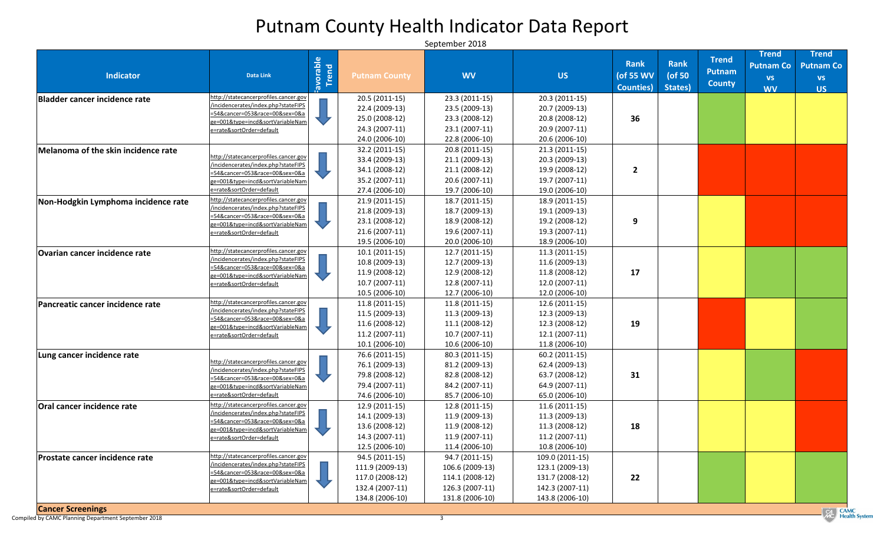# Putnam County Health Indicator Data Report

September 2018

| Indicator | Data Link | Favorable Trend | Putnam County | WV | US | Rank (of 55 WV Counties) | Rank (of 50 States) | Trend Putnam County | Trend Putnam Co vs WV | Trend Putnam Co vs US |
|---|---|---|---|---|---|---|---|---|---|---|
| **Bladder cancer incidence rate** | http://statecancerprofiles.cancer.gov/incidencerates/index.php?stateFIPS=54&cancer=053&race=00&sex=0&age=001&type=incd&sortVariableName=rate&sortOrder=default | ↓ | 20.5 (2011-15)<br>22.4 (2009-13)<br>25.0 (2008-12)<br>24.3 (2007-11)<br>24.0 (2006-10) | 23.3 (2011-15)<br>23.5 (2009-13)<br>23.3 (2008-12)<br>23.1 (2007-11)<br>22.8 (2006-10) | 20.3 (2011-15)<br>20.7 (2009-13)<br>20.8 (2008-12)<br>20.9 (2007-11)<br>20.6 (2006-10) | 36 | | Green | Yellow | Yellow |
| **Melanoma of the skin incidence rate** | http://statecancerprofiles.cancer.gov/incidencerates/index.php?stateFIPS=54&cancer=053&race=00&sex=0&age=001&type=incd&sortVariableName=rate&sortOrder=default | ↓ | 32.2 (2011-15)<br>33.4 (2009-13)<br>34.1 (2008-12)<br>35.2 (2007-11)<br>27.4 (2006-10) | 20.8 (2011-15)<br>21.1 (2009-13)<br>21.1 (2008-12)<br>20.6 (2007-11)<br>19.7 (2006-10) | 21.3 (2011-15)<br>20.3 (2009-13)<br>19.9 (2008-12)<br>19.7 (2007-11)<br>19.0 (2006-10) | 2 | | Red | Red | Red |
| **Non-Hodgkin Lymphoma incidence rate** | http://statecancerprofiles.cancer.gov/incidencerates/index.php?stateFIPS=54&cancer=053&race=00&sex=0&age=001&type=incd&sortVariableName=rate&sortOrder=default | ↓ | 21.9 (2011-15)<br>21.8 (2009-13)<br>23.1 (2008-12)<br>21.6 (2007-11)<br>19.5 (2006-10) | 18.7 (2011-15)<br>18.7 (2009-13)<br>18.9 (2008-12)<br>19.6 (2007-11)<br>20.0 (2006-10) | 18.9 (2011-15)<br>19.1 (2009-13)<br>19.2 (2008-12)<br>19.3 (2007-11)<br>18.9 (2006-10) | 9 | | Yellow | Red | Red |
| **Ovarian cancer incidence rate** | http://statecancerprofiles.cancer.gov/incidencerates/index.php?stateFIPS=54&cancer=053&race=00&sex=0&age=001&type=incd&sortVariableName=rate&sortOrder=default | ↓ | 10.1 (2011-15)<br>10.8 (2009-13)<br>11.9 (2008-12)<br>10.7 (2007-11)<br>10.5 (2006-10) | 12.7 (2011-15)<br>12.7 (2009-13)<br>12.9 (2008-12)<br>12.8 (2007-11)<br>12.7 (2006-10) | 11.3 (2011-15)<br>11.6 (2009-13)<br>11.8 (2008-12)<br>12.0 (2007-11)<br>12.0 (2006-10) | 17 | | Yellow | Green | Green |
| **Pancreatic cancer incidence rate** | http://statecancerprofiles.cancer.gov/incidencerates/index.php?stateFIPS=54&cancer=053&race=00&sex=0&age=001&type=incd&sortVariableName=rate&sortOrder=default | ↓ | 11.8 (2011-15)<br>11.5 (2009-13)<br>11.6 (2008-12)<br>11.2 (2007-11)<br>10.1 (2006-10) | 11.8 (2011-15)<br>11.3 (2009-13)<br>11.1 (2008-12)<br>10.7 (2007-11)<br>10.6 (2006-10) | 12.6 (2011-15)<br>12.3 (2009-13)<br>12.3 (2008-12)<br>12.1 (2007-11)<br>11.8 (2006-10) | 19 | | Red | Yellow | Green |
| **Lung cancer incidence rate** | http://statecancerprofiles.cancer.gov/incidencerates/index.php?stateFIPS=54&cancer=053&race=00&sex=0&age=001&type=incd&sortVariableName=rate&sortOrder=default | ↓ | 76.6 (2011-15)<br>76.1 (2009-13)<br>79.8 (2008-12)<br>79.4 (2007-11)<br>74.6 (2006-10) | 80.3 (2011-15)<br>81.2 (2009-13)<br>82.8 (2008-12)<br>84.2 (2007-11)<br>85.7 (2006-10) | 60.2 (2011-15)<br>62.4 (2009-13)<br>63.7 (2008-12)<br>64.9 (2007-11)<br>65.0 (2006-10) | 31 | | Yellow | Green | Red |
| **Oral cancer incidence rate** | http://statecancerprofiles.cancer.gov/incidencerates/index.php?stateFIPS=54&cancer=053&race=00&sex=0&age=001&type=incd&sortVariableName=rate&sortOrder=default | ↓ | 12.9 (2011-15)<br>14.1 (2009-13)<br>13.6 (2008-12)<br>14.3 (2007-11)<br>12.5 (2006-10) | 12.8 (2011-15)<br>11.9 (2009-13)<br>11.9 (2008-12)<br>11.9 (2007-11)<br>11.4 (2006-10) | 11.6 (2011-15)<br>11.3 (2009-13)<br>11.3 (2008-12)<br>11.2 (2007-11)<br>10.8 (2006-10) | 18 | | Yellow | Yellow | Red |
| **Prostate cancer incidence rate** | http://statecancerprofiles.cancer.gov/incidencerates/index.php?stateFIPS=54&cancer=053&race=00&sex=0&age=001&type=incd&sortVariableName=rate&sortOrder=default | ↓ | 94.5 (2011-15)<br>111.9 (2009-13)<br>117.0 (2008-12)<br>132.4 (2007-11)<br>134.8 (2006-10) | 94.7 (2011-15)<br>106.6 (2009-13)<br>114.1 (2008-12)<br>126.3 (2007-11)<br>131.8 (2006-10) | 109.0 (2011-15)<br>123.1 (2009-13)<br>131.7 (2008-12)<br>142.3 (2007-11)<br>143.8 (2006-10) | 22 | | Green | Yellow | Green |
| **Cancer Screenings** | | | | | | | | | | |

Compiled by CAMC Planning Department September 2018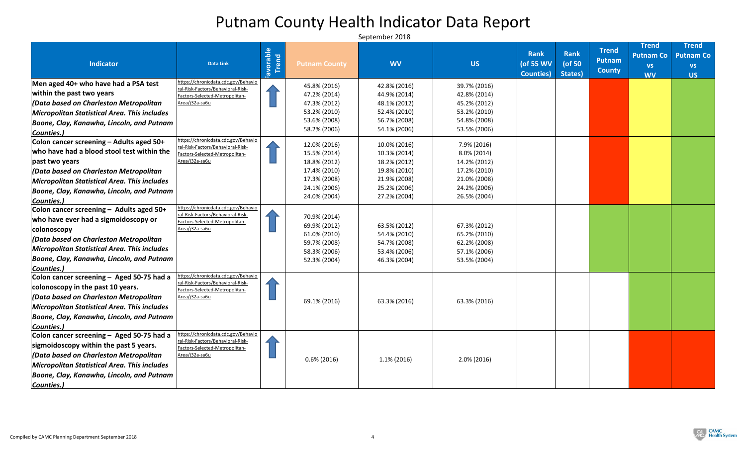# Putnam County Health Indicator Data Report

September 2018

| Indicator | Data Link | Favorable Trend | Putnam County | WV | US | Rank (of 55 WV Counties) | Rank (of 50 States) | Trend Putnam County | Trend Putnam Co vs WV | Trend Putnam Co vs US |
|---|---|---|---|---|---|---|---|---|---|---|
| **Men aged 40+ who have had a PSA test within the past two years** ***(Data based on Charleston Metropolitan Micropolitan Statistical Area. This includes Boone, Clay, Kanawha, Lincoln, and Putnam Counties.)*** | https://chronicdata.cdc.gov/Behavioral-Risk-Factors/Behavioral-Risk-Factors-Selected-Metropolitan-Area/j32a-sa6u | ↑ | 45.8% (2016)<br>47.2% (2014)<br>47.3% (2012)<br>53.2% (2010)<br>53.6% (2008)<br>58.2% (2006) | 42.8% (2016)<br>44.9% (2014)<br>48.1% (2012)<br>52.4% (2010)<br>56.7% (2008)<br>54.1% (2006) | 39.7% (2016)<br>42.8% (2014)<br>45.2% (2012)<br>53.2% (2010)<br>54.8% (2008)<br>53.5% (2006) | | | | | |
| **Colon cancer screening – Adults aged 50+ who have had a blood stool test within the past two years** ***(Data based on Charleston Metropolitan Micropolitan Statistical Area. This includes Boone, Clay, Kanawha, Lincoln, and Putnam Counties.)*** | https://chronicdata.cdc.gov/Behavioral-Risk-Factors/Behavioral-Risk-Factors-Selected-Metropolitan-Area/j32a-sa6u | ↑ | 12.0% (2016)<br>15.5% (2014)<br>18.8% (2012)<br>17.4% (2010)<br>17.3% (2008)<br>24.1% (2006)<br>24.0% (2004) | 10.0% (2016)<br>10.3% (2014)<br>18.2% (2012)<br>19.8% (2010)<br>21.9% (2008)<br>25.2% (2006)<br>27.2% (2004) | 7.9% (2016)<br>8.0% (2014)<br>14.2% (2012)<br>17.2% (2010)<br>21.0% (2008)<br>24.2% (2006)<br>26.5% (2004) | | | | | |
| **Colon cancer screening – Adults aged 50+ who have ever had a sigmoidoscopy or colonoscopy** ***(Data based on Charleston Metropolitan Micropolitan Statistical Area. This includes Boone, Clay, Kanawha, Lincoln, and Putnam Counties.)*** | https://chronicdata.cdc.gov/Behavioral-Risk-Factors/Behavioral-Risk-Factors-Selected-Metropolitan-Area/j32a-sa6u | ↑ | 70.9% (2014)<br>69.9% (2012)<br>61.0% (2010)<br>59.7% (2008)<br>58.3% (2006)<br>52.3% (2004) | 63.5% (2012)<br>54.4% (2010)<br>54.7% (2008)<br>53.4% (2006)<br>46.3% (2004) | 67.3% (2012)<br>65.2% (2010)<br>62.2% (2008)<br>57.1% (2006)<br>53.5% (2004) | | | | | |
| **Colon cancer screening – Aged 50-75 had a colonoscopy in the past 10 years.** ***(Data based on Charleston Metropolitan Micropolitan Statistical Area. This includes Boone, Clay, Kanawha, Lincoln, and Putnam Counties.)*** | https://chronicdata.cdc.gov/Behavioral-Risk-Factors/Behavioral-Risk-Factors-Selected-Metropolitan-Area/j32a-sa6u | ↑ | 69.1% (2016) | 63.3% (2016) | 63.3% (2016) | | | | | |
| **Colon cancer screening – Aged 50-75 had a sigmoidoscopy within the past 5 years.** ***(Data based on Charleston Metropolitan Micropolitan Statistical Area. This includes Boone, Clay, Kanawha, Lincoln, and Putnam Counties.)*** | https://chronicdata.cdc.gov/Behavioral-Risk-Factors/Behavioral-Risk-Factors-Selected-Metropolitan-Area/j32a-sa6u | ↑ | 0.6% (2016) | 1.1% (2016) | 2.0% (2016) | | | | | |

Compiled by CAMC Planning Department September 2018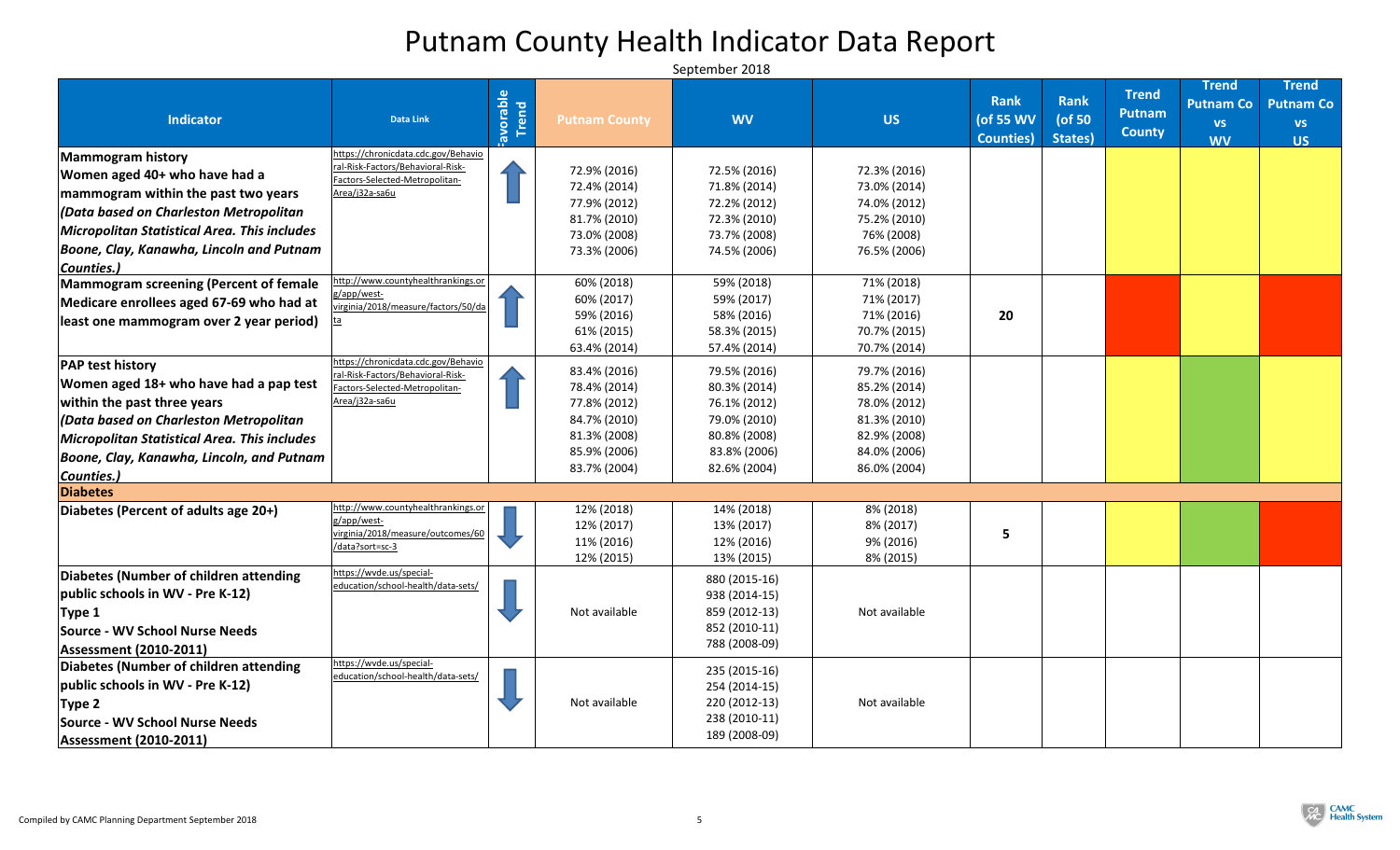# Putnam County Health Indicator Data Report

September 2018

| Indicator | Data Link | Favorable Trend | Putnam County | WV | US | Rank (of 55 WV Counties) | Rank (of 50 States) | Trend Putnam County | Trend Putnam Co vs WV | Trend Putnam Co vs US |
|---|---|---|---|---|---|---|---|---|---|---|
| **Mammogram history** **Women aged 40+ who have had a mammogram within the past two years** ***(Data based on Charleston Metropolitan Micropolitan Statistical Area. This includes Boone, Clay, Kanawha, Lincoln and Putnam Counties.)*** | https://chronicdata.cdc.gov/Behavioral-Risk-Factors/Behavioral-Risk-Factors-Selected-Metropolitan-Area/j32a-sa6u | ↑ | 72.9% (2016)<br>72.4% (2014)<br>77.9% (2012)<br>81.7% (2010)<br>73.0% (2008)<br>73.3% (2006) | 72.5% (2016)<br>71.8% (2014)<br>72.2% (2012)<br>72.3% (2010)<br>73.7% (2008)<br>74.5% (2006) | 72.3% (2016)<br>73.0% (2014)<br>74.0% (2012)<br>75.2% (2010)<br>76% (2008)<br>76.5% (2006) | | | | | |
| **Mammogram screening (Percent of female Medicare enrollees aged 67-69 who had at least one mammogram over 2 year period)** | http://www.countyhealthrankings.org/app/west-virginia/2018/measure/factors/50/data | ↑ | 60% (2018)<br>60% (2017)<br>59% (2016)<br>61% (2015)<br>63.4% (2014) | 59% (2018)<br>59% (2017)<br>58% (2016)<br>58.3% (2015)<br>57.4% (2014) | 71% (2018)<br>71% (2017)<br>71% (2016)<br>70.7% (2015)<br>70.7% (2014) | 20 | | | | |
| **PAP test history** **Women aged 18+ who have had a pap test within the past three years** ***(Data based on Charleston Metropolitan Micropolitan Statistical Area. This includes Boone, Clay, Kanawha, Lincoln, and Putnam Counties.)*** | https://chronicdata.cdc.gov/Behavioral-Risk-Factors/Behavioral-Risk-Factors-Selected-Metropolitan-Area/j32a-sa6u | ↑ | 83.4% (2016)<br>78.4% (2014)<br>77.8% (2012)<br>84.7% (2010)<br>81.3% (2008)<br>85.9% (2006)<br>83.7% (2004) | 79.5% (2016)<br>80.3% (2014)<br>76.1% (2012)<br>79.0% (2010)<br>80.8% (2008)<br>83.8% (2006)<br>82.6% (2004) | 79.7% (2016)<br>85.2% (2014)<br>78.0% (2012)<br>81.3% (2010)<br>82.9% (2008)<br>84.0% (2006)<br>86.0% (2004) | | | | | |
| **Diabetes** | | | | | | | | | | |
| **Diabetes (Percent of adults age 20+)** | http://www.countyhealthrankings.org/app/west-virginia/2018/measure/outcomes/60/data?sort=sc-3 | ↓ | 12% (2018)<br>12% (2017)<br>11% (2016)<br>12% (2015) | 14% (2018)<br>13% (2017)<br>12% (2016)<br>13% (2015) | 8% (2018)<br>8% (2017)<br>9% (2016)<br>8% (2015) | 5 | | | | |
| **Diabetes (Number of children attending public schools in WV - Pre K-12)** **Type 1** **Source - WV School Nurse Needs Assessment (2010-2011)** | https://wvde.us/special-education/school-health/data-sets/ | ↓ | Not available | 880 (2015-16)<br>938 (2014-15)<br>859 (2012-13)<br>852 (2010-11)<br>788 (2008-09) | Not available | | | | | |
| **Diabetes (Number of children attending public schools in WV - Pre K-12)** **Type 2** **Source - WV School Nurse Needs Assessment (2010-2011)** | https://wvde.us/special-education/school-health/data-sets/ | ↓ | Not available | 235 (2015-16)<br>254 (2014-15)<br>220 (2012-13)<br>238 (2010-11)<br>189 (2008-09) | Not available | | | | | |

Compiled by CAMC Planning Department September 2018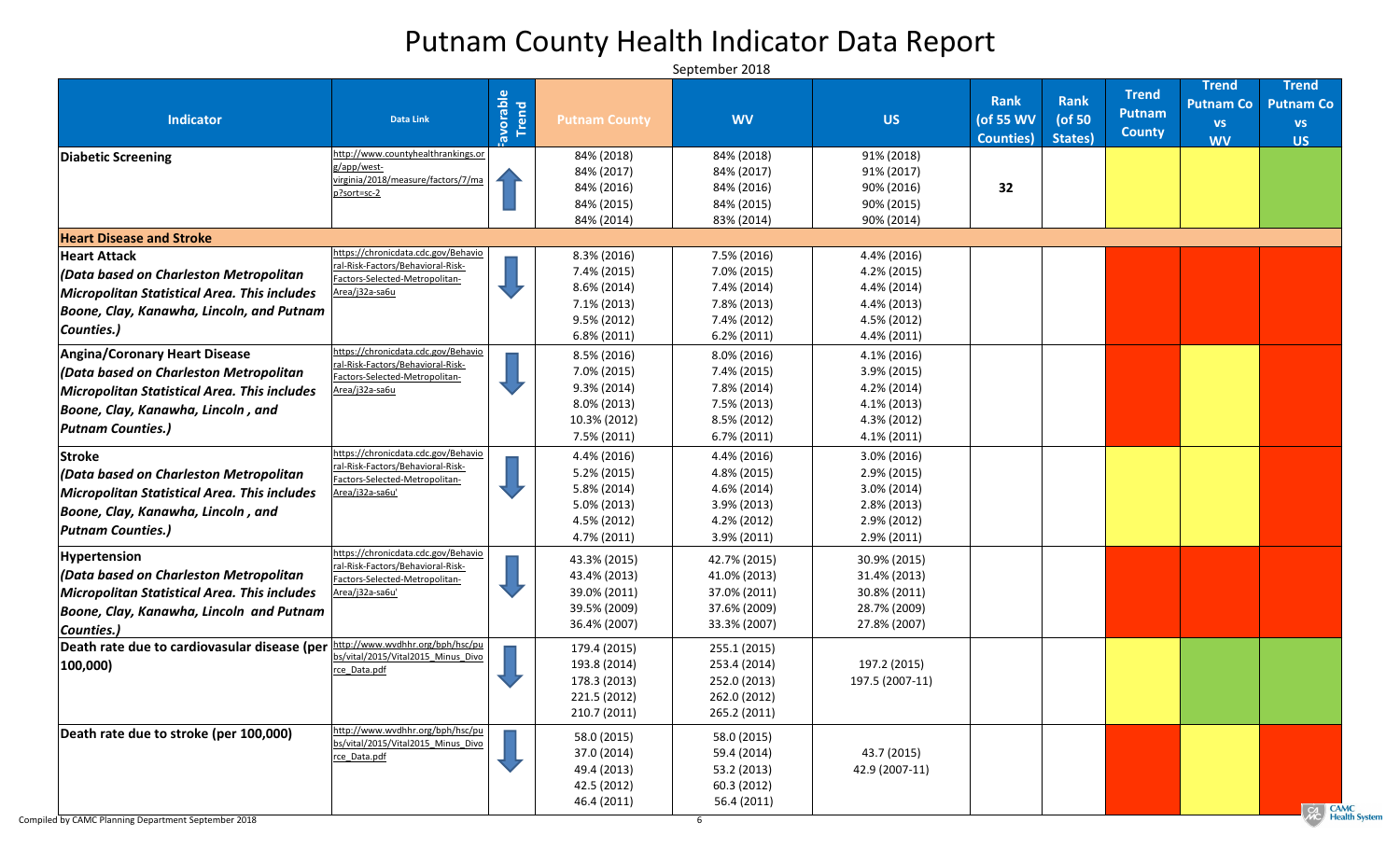# Putnam County Health Indicator Data Report

September 2018

| Indicator | Data Link | Favorable Trend | Putnam County | WV | US | Rank (of 55 WV Counties) | Rank (of 50 States) | Trend Putnam County | Trend Putnam Co vs WV | Trend Putnam Co vs US |
|---|---|---|---|---|---|---|---|---|---|---|
| **Diabetic Screening** | http://www.countyhealthrankings.org/app/west-virginia/2018/measure/factors/7/map?sort=sc-2 | ↑ | 84% (2018)<br>84% (2017)<br>84% (2016)<br>84% (2015)<br>84% (2014) | 84% (2018)<br>84% (2017)<br>84% (2016)<br>84% (2015)<br>83% (2014) | 91% (2018)<br>91% (2017)<br>90% (2016)<br>90% (2015)<br>90% (2014) | 32 | | | | |
| **Heart Disease and Stroke** | | | | | | | | | | |
| **Heart Attack** ***(Data based on Charleston Metropolitan Micropolitan Statistical Area. This includes Boone, Clay, Kanawha, Lincoln, and Putnam Counties.)*** | https://chronicdata.cdc.gov/Behavioral-Risk-Factors/Behavioral-Risk-Factors-Selected-Metropolitan-Area/j32a-sa6u | ↓ | 8.3% (2016)<br>7.4% (2015)<br>8.6% (2014)<br>7.1% (2013)<br>9.5% (2012)<br>6.8% (2011) | 7.5% (2016)<br>7.0% (2015)<br>7.4% (2014)<br>7.8% (2013)<br>7.4% (2012)<br>6.2% (2011) | 4.4% (2016)<br>4.2% (2015)<br>4.4% (2014)<br>4.4% (2013)<br>4.5% (2012)<br>4.4% (2011) | | | | | |
| **Angina/Coronary Heart Disease** ***(Data based on Charleston Metropolitan Micropolitan Statistical Area. This includes Boone, Clay, Kanawha, Lincoln , and Putnam Counties.)*** | https://chronicdata.cdc.gov/Behavioral-Risk-Factors/Behavioral-Risk-Factors-Selected-Metropolitan-Area/j32a-sa6u | ↓ | 8.5% (2016)<br>7.0% (2015)<br>9.3% (2014)<br>8.0% (2013)<br>10.3% (2012)<br>7.5% (2011) | 8.0% (2016)<br>7.4% (2015)<br>7.8% (2014)<br>7.5% (2013)<br>8.5% (2012)<br>6.7% (2011) | 4.1% (2016)<br>3.9% (2015)<br>4.2% (2014)<br>4.1% (2013)<br>4.3% (2012)<br>4.1% (2011) | | | | | |
| **Stroke** ***(Data based on Charleston Metropolitan Micropolitan Statistical Area. This includes Boone, Clay, Kanawha, Lincoln , and Putnam Counties.)*** | https://chronicdata.cdc.gov/Behavioral-Risk-Factors/Behavioral-Risk-Factors-Selected-Metropolitan-Area/j32a-sa6u' | ↓ | 4.4% (2016)<br>5.2% (2015)<br>5.8% (2014)<br>5.0% (2013)<br>4.5% (2012)<br>4.7% (2011) | 4.4% (2016)<br>4.8% (2015)<br>4.6% (2014)<br>3.9% (2013)<br>4.2% (2012)<br>3.9% (2011) | 3.0% (2016)<br>2.9% (2015)<br>3.0% (2014)<br>2.8% (2013)<br>2.9% (2012)<br>2.9% (2011) | | | | | |
| **Hypertension** ***(Data based on Charleston Metropolitan Micropolitan Statistical Area. This includes Boone, Clay, Kanawha, Lincoln and Putnam Counties.)*** | https://chronicdata.cdc.gov/Behavioral-Risk-Factors/Behavioral-Risk-Factors-Selected-Metropolitan-Area/j32a-sa6u' | ↓ | 43.3% (2015)<br>43.4% (2013)<br>39.0% (2011)<br>39.5% (2009)<br>36.4% (2007) | 42.7% (2015)<br>41.0% (2013)<br>37.0% (2011)<br>37.6% (2009)<br>33.3% (2007) | 30.9% (2015)<br>31.4% (2013)<br>30.8% (2011)<br>28.7% (2009)<br>27.8% (2007) | | | | | |
| **Death rate due to cardiovasular disease (per 100,000)** | http://www.wvdhhr.org/bph/hsc/pubs/vital/2015/Vital2015_Minus_Divorce_Data.pdf | ↓ | 179.4 (2015)<br>193.8 (2014)<br>178.3 (2013)<br>221.5 (2012)<br>210.7 (2011) | 255.1 (2015)<br>253.4 (2014)<br>252.0 (2013)<br>262.0 (2012)<br>265.2 (2011) | 197.2 (2015)<br>197.5 (2007-11) | | | | | |
| **Death rate due to stroke (per 100,000)** | http://www.wvdhhr.org/bph/hsc/pubs/vital/2015/Vital2015_Minus_Divorce_Data.pdf | ↓ | 58.0 (2015)<br>37.0 (2014)<br>49.4 (2013)<br>42.5 (2012)<br>46.4 (2011) | 58.0 (2015)<br>59.4 (2014)<br>53.2 (2013)<br>60.3 (2012)<br>56.4 (2011) | 43.7 (2015)<br>42.9 (2007-11) | | | | | |

Compiled by CAMC Planning Department September 2018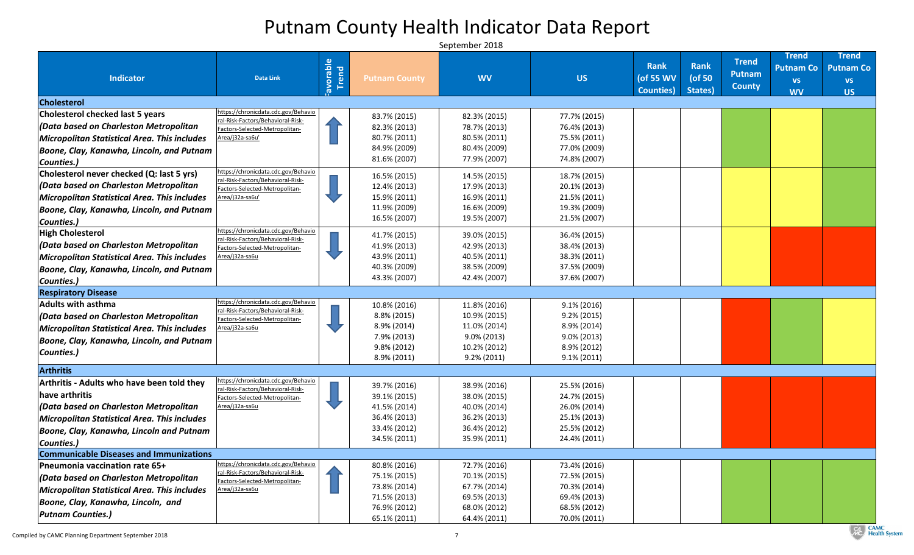# Putnam County Health Indicator Data Report

September 2018

| Indicator | Data Link | Favorable Trend | Putnam County | WV | US | Rank (of 55 WV Counties) | Rank (of 50 States) | Trend Putnam County | Trend Putnam Co vs WV | Trend Putnam Co vs US |
|---|---|---|---|---|---|---|---|---|---|---|
| **Cholesterol** | | | | | | | | | | |
| **Cholesterol checked last 5 years** ***(Data based on Charleston Metropolitan Micropolitan Statistical Area. This includes Boone, Clay, Kanawha, Lincoln, and Putnam Counties.)*** | https://chronicdata.cdc.gov/Behavioral-Risk-Factors/Behavioral-Risk-Factors-Selected-Metropolitan-Area/j32a-sa6u' | ↑ | 83.7% (2015)<br>82.3% (2013)<br>80.7% (2011)<br>84.9% (2009)<br>81.6% (2007) | 82.3% (2015)<br>78.7% (2013)<br>80.5% (2011)<br>80.4% (2009)<br>77.9% (2007) | 77.7% (2015)<br>76.4% (2013)<br>75.5% (2011)<br>77.0% (2009)<br>74.8% (2007) | | | Green | Yellow | Green |
| **Cholesterol never checked (Q: last 5 yrs)** ***(Data based on Charleston Metropolitan Micropolitan Statistical Area. This includes Boone, Clay, Kanawha, Lincoln, and Putnam Counties.)*** | https://chronicdata.cdc.gov/Behavioral-Risk-Factors/Behavioral-Risk-Factors-Selected-Metropolitan-Area/j32a-sa6u' | ↓ | 16.5% (2015)<br>12.4% (2013)<br>15.9% (2011)<br>11.9% (2009)<br>16.5% (2007) | 14.5% (2015)<br>17.9% (2013)<br>16.9% (2011)<br>16.6% (2009)<br>19.5% (2007) | 18.7% (2015)<br>20.1% (2013)<br>21.5% (2011)<br>19.3% (2009)<br>21.5% (2007) | | | Yellow | Yellow | Green |
| **High Cholesterol** ***(Data based on Charleston Metropolitan Micropolitan Statistical Area. This includes Boone, Clay, Kanawha, Lincoln, and Putnam Counties.)*** | https://chronicdata.cdc.gov/Behavioral-Risk-Factors/Behavioral-Risk-Factors-Selected-Metropolitan-Area/j32a-sa6u | ↓ | 41.7% (2015)<br>41.9% (2013)<br>43.9% (2011)<br>40.3% (2009)<br>43.3% (2007) | 39.0% (2015)<br>42.9% (2013)<br>40.5% (2011)<br>38.5% (2009)<br>42.4% (2007) | 36.4% (2015)<br>38.4% (2013)<br>38.3% (2011)<br>37.5% (2009)<br>37.6% (2007) | | | Yellow | Red | Red |
| **Respiratory Disease** | | | | | | | | | | |
| **Adults with asthma** ***(Data based on Charleston Metropolitan Micropolitan Statistical Area. This includes Boone, Clay, Kanawha, Lincoln, and Putnam Counties.)*** | https://chronicdata.cdc.gov/Behavioral-Risk-Factors/Behavioral-Risk-Factors-Selected-Metropolitan-Area/j32a-sa6u | ↓ | 10.8% (2016)<br>8.8% (2015)<br>8.9% (2014)<br>7.9% (2013)<br>9.8% (2012)<br>8.9% (2011) | 11.8% (2016)<br>10.9% (2015)<br>11.0% (2014)<br>9.0% (2013)<br>10.2% (2012)<br>9.2% (2011) | 9.1% (2016)<br>9.2% (2015)<br>8.9% (2014)<br>9.0% (2013)<br>8.9% (2012)<br>9.1% (2011) | | | Red | Green | Yellow |
| **Arthritis** | | | | | | | | | | |
| **Arthritis - Adults who have been told they have arthritis** ***(Data based on Charleston Metropolitan Micropolitan Statistical Area. This includes Boone, Clay, Kanawha, Lincoln and Putnam Counties.)*** | https://chronicdata.cdc.gov/Behavioral-Risk-Factors/Behavioral-Risk-Factors-Selected-Metropolitan-Area/j32a-sa6u | ↓ | 39.7% (2016)<br>39.1% (2015)<br>41.5% (2014)<br>36.4% (2013)<br>33.4% (2012)<br>34.5% (2011) | 38.9% (2016)<br>38.0% (2015)<br>40.0% (2014)<br>36.2% (2013)<br>36.4% (2012)<br>35.9% (2011) | 25.5% (2016)<br>24.7% (2015)<br>26.0% (2014)<br>25.1% (2013)<br>25.5% (2012)<br>24.4% (2011) | | | Red | Red | Red |
| **Communicable Diseases and Immunizations** | | | | | | | | | | |
| **Pneumonia vaccination rate 65+** ***(Data based on Charleston Metropolitan Micropolitan Statistical Area. This includes Boone, Clay, Kanawha, Lincoln, and Putnam Counties.)*** | https://chronicdata.cdc.gov/Behavioral-Risk-Factors/Behavioral-Risk-Factors-Selected-Metropolitan-Area/j32a-sa6u | ↑ | 80.8% (2016)<br>75.1% (2015)<br>73.8% (2014)<br>71.5% (2013)<br>76.9% (2012)<br>65.1% (2011) | 72.7% (2016)<br>70.1% (2015)<br>67.7% (2014)<br>69.5% (2013)<br>68.0% (2012)<br>64.4% (2011) | 73.4% (2016)<br>72.5% (2015)<br>70.3% (2014)<br>69.4% (2013)<br>68.5% (2012)<br>70.0% (2011) | | | Green | Green | Green |

Compiled by CAMC Planning Department September 2018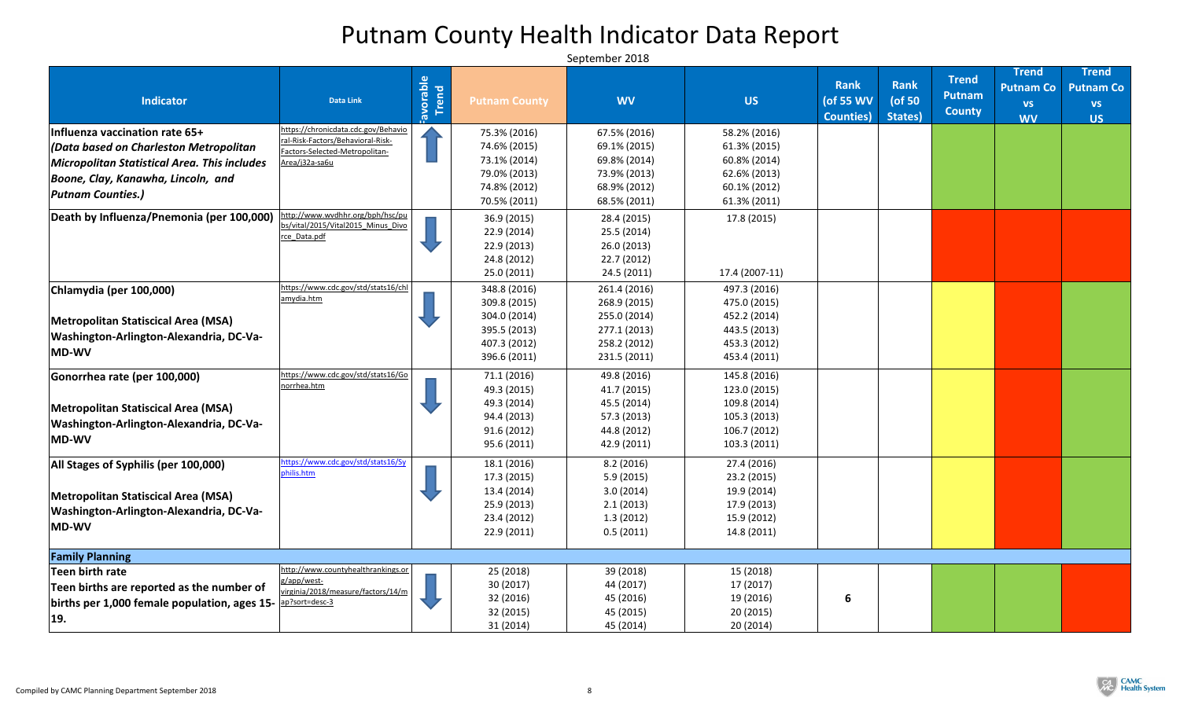# Putnam County Health Indicator Data Report

September 2018

| Indicator | Data Link | Favorable Trend | Putnam County | WV | US | Rank (of 55 WV Counties) | Rank (of 50 States) | Trend Putnam County | Trend Putnam Co vs WV | Trend Putnam Co vs US |
|---|---|---|---|---|---|---|---|---|---|---|
| **Influenza vaccination rate 65+** ***(Data based on Charleston Metropolitan Micropolitan Statistical Area. This includes Boone, Clay, Kanawha, Lincoln, and Putnam Counties.)*** | https://chronicdata.cdc.gov/Behavioral-Risk-Factors/Behavioral-Risk-Factors-Selected-Metropolitan-Area/j32a-sa6u | ↑ | 75.3% (2016)<br>74.6% (2015)<br>73.1% (2014)<br>79.0% (2013)<br>74.8% (2012)<br>70.5% (2011) | 67.5% (2016)<br>69.1% (2015)<br>69.8% (2014)<br>73.9% (2013)<br>68.9% (2012)<br>68.5% (2011) | 58.2% (2016)<br>61.3% (2015)<br>60.8% (2014)<br>62.6% (2013)<br>60.1% (2012)<br>61.3% (2011) | | | | | |
| **Death by Influenza/Pnemonia (per 100,000)** | http://www.wvdhhr.org/bph/hsc/pubs/vital/2015/Vital2015_Minus_Divorce_Data.pdf | ↓ | 36.9 (2015)<br>22.9 (2014)<br>22.9 (2013)<br>24.8 (2012)<br>25.0 (2011) | 28.4 (2015)<br>25.5 (2014)<br>26.0 (2013)<br>22.7 (2012)<br>24.5 (2011) | 17.8 (2015)<br>17.4 (2007-11) | | | | | |
| **Chlamydia (per 100,000)**<br><br>**Metropolitan Staticical Area (MSA) Washington-Arlington-Alexandria, DC-Va-MD-WV** | https://www.cdc.gov/std/stats16/chlamydia.htm | ↓ | 348.8 (2016)<br>309.8 (2015)<br>304.0 (2014)<br>395.5 (2013)<br>407.3 (2012)<br>396.6 (2011) | 261.4 (2016)<br>268.9 (2015)<br>255.0 (2014)<br>277.1 (2013)<br>258.2 (2012)<br>231.5 (2011) | 497.3 (2016)<br>475.0 (2015)<br>452.2 (2014)<br>443.5 (2013)<br>453.3 (2012)<br>453.4 (2011) | | | | | |
| **Gonorrhea rate (per 100,000)**<br><br>**Metropolitan Staticical Area (MSA) Washington-Arlington-Alexandria, DC-Va-MD-WV** | https://www.cdc.gov/std/stats16/Gonorrhea.htm | ↓ | 71.1 (2016)<br>49.3 (2015)<br>49.3 (2014)<br>94.4 (2013)<br>91.6 (2012)<br>95.6 (2011) | 49.8 (2016)<br>41.7 (2015)<br>45.5 (2014)<br>57.3 (2013)<br>44.8 (2012)<br>42.9 (2011) | 145.8 (2016)<br>123.0 (2015)<br>109.8 (2014)<br>105.3 (2013)<br>106.7 (2012)<br>103.3 (2011) | | | | | |
| **All Stages of Syphilis (per 100,000)**<br><br>**Metropolitan Staticical Area (MSA) Washington-Arlington-Alexandria, DC-Va-MD-WV** | https://www.cdc.gov/std/stats16/Syphilis.htm | ↓ | 18.1 (2016)<br>17.3 (2015)<br>13.4 (2014)<br>25.9 (2013)<br>23.4 (2012)<br>22.9 (2011) | 8.2 (2016)<br>5.9 (2015)<br>3.0 (2014)<br>2.1 (2013)<br>1.3 (2012)<br>0.5 (2011) | 27.4 (2016)<br>23.2 (2015)<br>19.9 (2014)<br>17.9 (2013)<br>15.9 (2012)<br>14.8 (2011) | | | | | |
| **Family Planning** | | | | | | | | | | |
| **Teen birth rate**<br>**Teen births are reported as the number of births per 1,000 female population, ages 15-19.** | http://www.countyhealthrankings.org/app/west-virginia/2018/measure/factors/14/map?sort=desc-3 | ↓ | 25 (2018)<br>30 (2017)<br>32 (2016)<br>32 (2015)<br>31 (2014) | 39 (2018)<br>44 (2017)<br>45 (2016)<br>45 (2015)<br>45 (2014) | 15 (2018)<br>17 (2017)<br>19 (2016)<br>20 (2015)<br>20 (2014) | **6** | | | | |

Compiled by CAMC Planning Department September 2018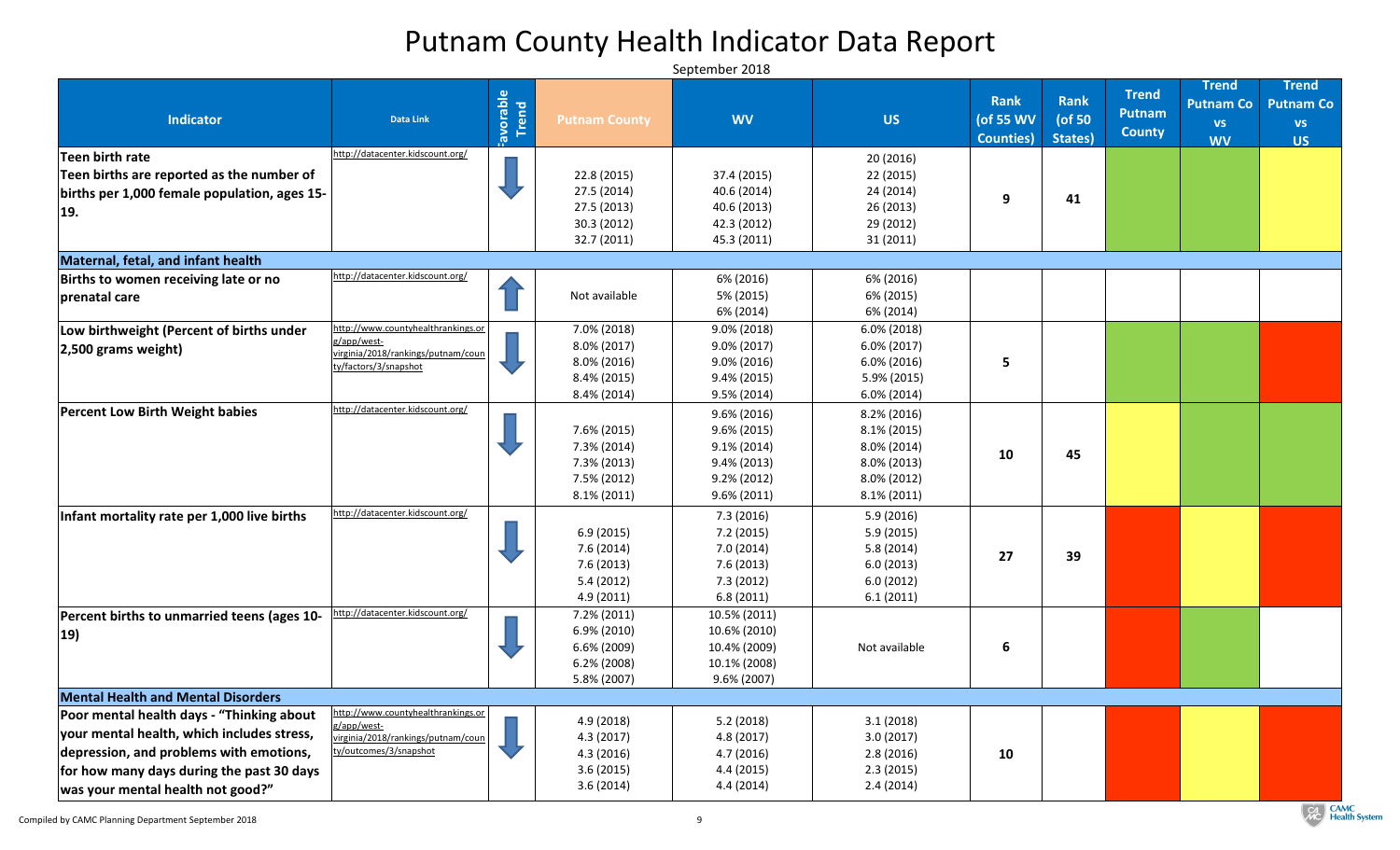# Putnam County Health Indicator Data Report

September 2018

| Indicator | Data Link | Favorable Trend | Putnam County | WV | US | Rank (of 55 WV Counties) | Rank (of 50 States) | Trend Putnam County | Trend Putnam Co vs WV | Trend Putnam Co vs US |
|---|---|---|---|---|---|---|---|---|---|---|
| **Teen birth rate**<br>**Teen births are reported as the number of births per 1,000 female population, ages 15-19.** | http://datacenter.kidscount.org/ | ↓ | 22.8 (2015)<br>27.5 (2014)<br>27.5 (2013)<br>30.3 (2012)<br>32.7 (2011) | 37.4 (2015)<br>40.6 (2014)<br>40.6 (2013)<br>42.3 (2012)<br>45.3 (2011) | 20 (2016)<br>22 (2015)<br>24 (2014)<br>26 (2013)<br>29 (2012)<br>31 (2011) | 9 | 41 | | | |
| **Maternal, fetal, and infant health** | | | | | | | | | | |
| **Births to women receiving late or no prenatal care** | http://datacenter.kidscount.org/ | ↑ | Not available | 6% (2016)<br>5% (2015)<br>6% (2014) | 6% (2016)<br>6% (2015)<br>6% (2014) | | | | | |
| **Low birthweight (Percent of births under 2,500 grams weight)** | http://www.countyhealthrankings.org/app/west-virginia/2018/rankings/putnam/county/factors/3/snapshot | ↓ | 7.0% (2018)<br>8.0% (2017)<br>8.0% (2016)<br>8.4% (2015)<br>8.4% (2014) | 9.0% (2018)<br>9.0% (2017)<br>9.0% (2016)<br>9.4% (2015)<br>9.5% (2014) | 6.0% (2018)<br>6.0% (2017)<br>6.0% (2016)<br>5.9% (2015)<br>6.0% (2014) | 5 | | | | |
| **Percent Low Birth Weight babies** | http://datacenter.kidscount.org/ | ↓ | 7.6% (2015)<br>7.3% (2014)<br>7.3% (2013)<br>7.5% (2012)<br>8.1% (2011) | 9.6% (2016)<br>9.6% (2015)<br>9.1% (2014)<br>9.4% (2013)<br>9.2% (2012)<br>9.6% (2011) | 8.2% (2016)<br>8.1% (2015)<br>8.0% (2014)<br>8.0% (2013)<br>8.0% (2012)<br>8.1% (2011) | 10 | 45 | | | |
| **Infant mortality rate per 1,000 live births** | http://datacenter.kidscount.org/ | ↓ | 6.9 (2015)<br>7.6 (2014)<br>7.6 (2013)<br>5.4 (2012)<br>4.9 (2011) | 7.3 (2016)<br>7.2 (2015)<br>7.0 (2014)<br>7.6 (2013)<br>7.3 (2012)<br>6.8 (2011) | 5.9 (2016)<br>5.9 (2015)<br>5.8 (2014)<br>6.0 (2013)<br>6.0 (2012)<br>6.1 (2011) | 27 | 39 | | | |
| **Percent births to unmarried teens (ages 10-19)** | http://datacenter.kidscount.org/ | ↓ | 7.2% (2011)<br>6.9% (2010)<br>6.6% (2009)<br>6.2% (2008)<br>5.8% (2007) | 10.5% (2011)<br>10.6% (2010)<br>10.4% (2009)<br>10.1% (2008)<br>9.6% (2007) | Not available | 6 | | | | |
| **Mental Health and Mental Disorders** | | | | | | | | | | |
| **Poor mental health days - "Thinking about your mental health, which includes stress, depression, and problems with emotions, for how many days during the past 30 days was your mental health not good?"** | http://www.countyhealthrankings.org/app/west-virginia/2018/rankings/putnam/county/outcomes/3/snapshot | ↓ | 4.9 (2018)<br>4.3 (2017)<br>4.3 (2016)<br>3.6 (2015)<br>3.6 (2014) | 5.2 (2018)<br>4.8 (2017)<br>4.7 (2016)<br>4.4 (2015)<br>4.4 (2014) | 3.1 (2018)<br>3.0 (2017)<br>2.8 (2016)<br>2.3 (2015)<br>2.4 (2014) | 10 | | | | |

Compiled by CAMC Planning Department September 2018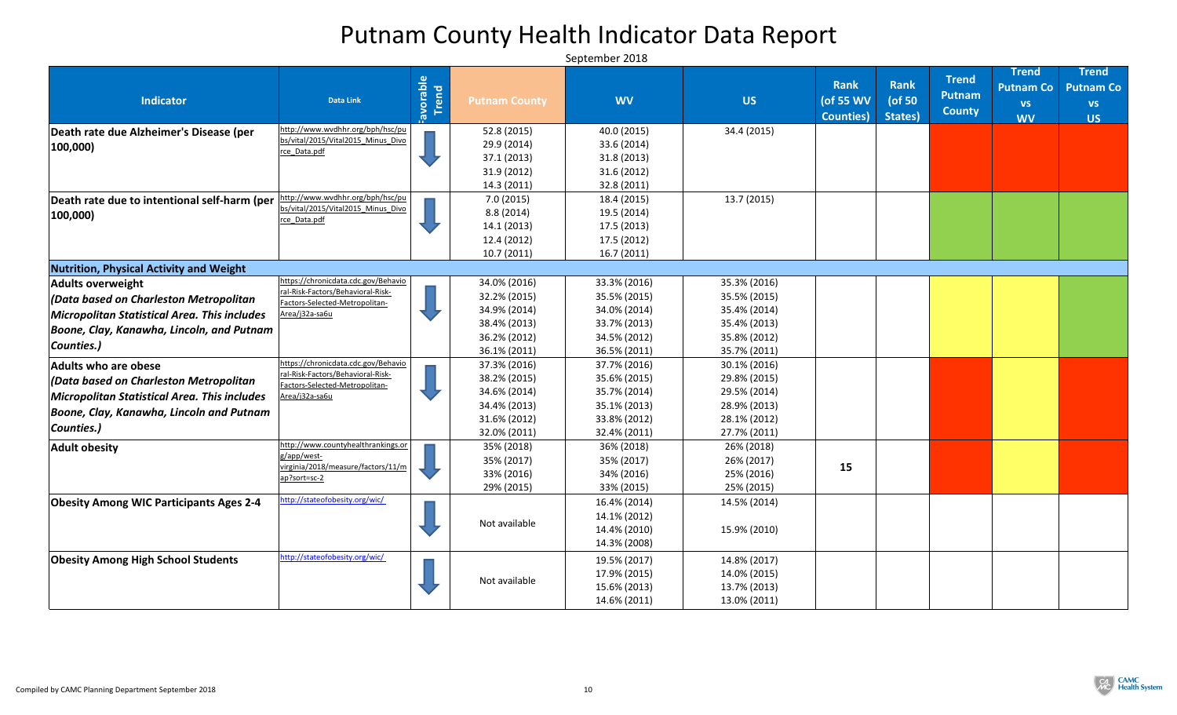# Putnam County Health Indicator Data Report

September 2018

| Indicator | Data Link | Favorable Trend | Putnam County | WV | US | Rank (of 55 WV Counties) | Rank (of 50 States) | Trend Putnam County | Trend Putnam Co vs WV | Trend Putnam Co vs US |
|---|---|---|---|---|---|---|---|---|---|---|
| **Death rate due Alzheimer's Disease (per 100,000)** | http://www.wvdhhr.org/bph/hsc/pubs/vital/2015/Vital2015_Minus_Divorce_Data.pdf | ↓ | 52.8 (2015)<br>29.9 (2014)<br>37.1 (2013)<br>31.9 (2012)<br>14.3 (2011) | 40.0 (2015)<br>33.6 (2014)<br>31.8 (2013)<br>31.6 (2012)<br>32.8 (2011) | 34.4 (2015) | | | Red | Red | Red |
| **Death rate due to intentional self-harm (per 100,000)** | http://www.wvdhhr.org/bph/hsc/pubs/vital/2015/Vital2015_Minus_Divorce_Data.pdf | ↓ | 7.0 (2015)<br>8.8 (2014)<br>14.1 (2013)<br>12.4 (2012)<br>10.7 (2011) | 18.4 (2015)<br>19.5 (2014)<br>17.5 (2013)<br>17.5 (2012)<br>16.7 (2011) | 13.7 (2015) | | | Green | Green | Green |
| **Nutrition, Physical Activity and Weight** | | | | | | | | | | |
| **Adults overweight** ***(Data based on Charleston Metropolitan Micropolitan Statistical Area. This includes Boone, Clay, Kanawha, Lincoln, and Putnam Counties.)*** | https://chronicdata.cdc.gov/Behavioral-Risk-Factors/Behavioral-Risk-Factors-Selected-Metropolitan-Area/j32a-sa6u | ↓ | 34.0% (2016)<br>32.2% (2015)<br>34.9% (2014)<br>38.4% (2013)<br>36.2% (2012)<br>36.1% (2011) | 33.3% (2016)<br>35.5% (2015)<br>34.0% (2014)<br>33.7% (2013)<br>34.5% (2012)<br>36.5% (2011) | 35.3% (2016)<br>35.5% (2015)<br>35.4% (2014)<br>35.4% (2013)<br>35.8% (2012)<br>35.7% (2011) | | | Yellow | Yellow | Green |
| **Adults who are obese** ***(Data based on Charleston Metropolitan Micropolitan Statistical Area. This includes Boone, Clay, Kanawha, Lincoln and Putnam Counties.)*** | https://chronicdata.cdc.gov/Behavioral-Risk-Factors/Behavioral-Risk-Factors-Selected-Metropolitan-Area/j32a-sa6u | ↓ | 37.3% (2016)<br>38.2% (2015)<br>34.6% (2014)<br>34.4% (2013)<br>31.6% (2012)<br>32.0% (2011) | 37.7% (2016)<br>35.6% (2015)<br>35.7% (2014)<br>35.1% (2013)<br>33.8% (2012)<br>32.4% (2011) | 30.1% (2016)<br>29.8% (2015)<br>29.5% (2014)<br>28.9% (2013)<br>28.1% (2012)<br>27.7% (2011) | | | Red | Yellow | Red |
| **Adult obesity** | http://www.countyhealthrankings.org/app/west-virginia/2018/measure/factors/11/map?sort=sc-2 | ↓ | 35% (2018)<br>35% (2017)<br>33% (2016)<br>29% (2015) | 36% (2018)<br>35% (2017)<br>34% (2016)<br>33% (2015) | 26% (2018)<br>26% (2017)<br>25% (2016)<br>25% (2015) | 15 | | Red | Yellow | Red |
| **Obesity Among WIC Participants Ages 2-4** | http://stateofobesity.org/wic/ | ↓ | Not available | 16.4% (2014)<br>14.1% (2012)<br>14.4% (2010)<br>14.3% (2008) | 14.5% (2014)<br>15.9% (2010) | | | | | |
| **Obesity Among High School Students** | http://stateofobesity.org/wic/ | ↓ | Not available | 19.5% (2017)<br>17.9% (2015)<br>15.6% (2013)<br>14.6% (2011) | 14.8% (2017)<br>14.0% (2015)<br>13.7% (2013)<br>13.0% (2011) | | | | | |

Compiled by CAMC Planning Department September 2018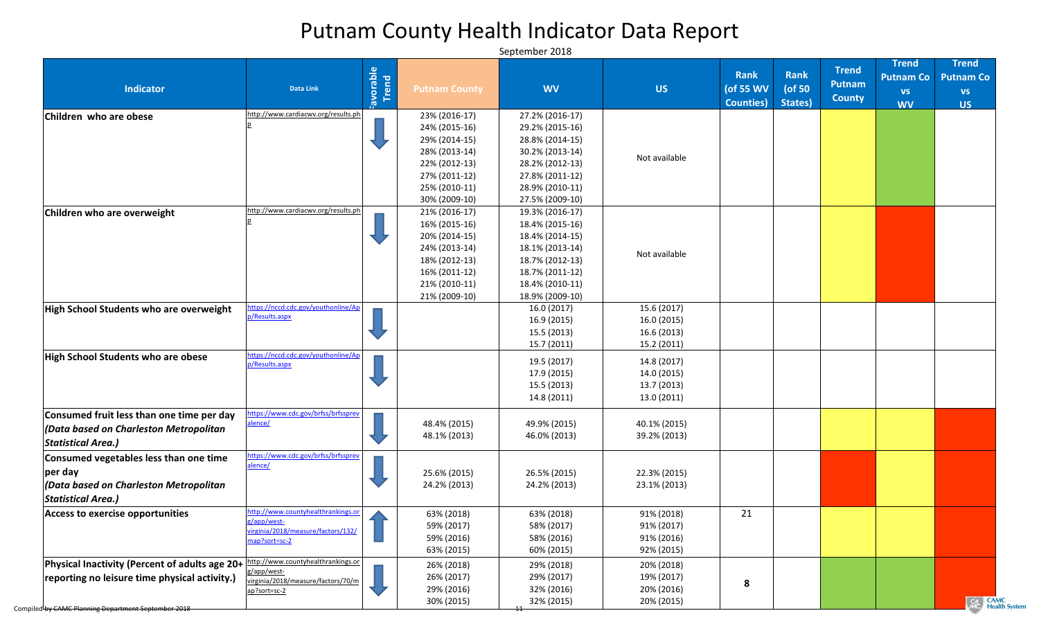# Putnam County Health Indicator Data Report

September 2018

| Indicator | Data Link | Favorable Trend | Putnam County | WV | US | Rank (of 55 WV Counties) | Rank (of 50 States) | Trend Putnam County | Trend Putnam Co vs WV | Trend Putnam Co vs US |
|---|---|---|---|---|---|---|---|---|---|---|
| **Children who are obese** | http://www.cardiacwv.org/results.php | ↓ | 23% (2016-17)<br>24% (2015-16)<br>29% (2014-15)<br>28% (2013-14)<br>22% (2012-13)<br>27% (2011-12)<br>25% (2010-11)<br>30% (2009-10) | 27.2% (2016-17)<br>29.2% (2015-16)<br>28.8% (2014-15)<br>30.2% (2013-14)<br>28.2% (2012-13)<br>27.8% (2011-12)<br>28.9% (2010-11)<br>27.5% (2009-10) | Not available | | | | | |
| **Children who are overweight** | http://www.cardiacwv.org/results.php | ↓ | 21% (2016-17)<br>16% (2015-16)<br>20% (2014-15)<br>24% (2013-14)<br>18% (2012-13)<br>16% (2011-12)<br>21% (2010-11)<br>21% (2009-10) | 19.3% (2016-17)<br>18.4% (2015-16)<br>18.4% (2014-15)<br>18.1% (2013-14)<br>18.7% (2012-13)<br>18.7% (2011-12)<br>18.4% (2010-11)<br>18.9% (2009-10) | Not available | | | | | |
| **High School Students who are overweight** | https://nccd.cdc.gov/youthonline/App/Results.aspx | ↓ | | 16.0 (2017)<br>16.9 (2015)<br>15.5 (2013)<br>15.7 (2011) | 15.6 (2017)<br>16.0 (2015)<br>16.6 (2013)<br>15.2 (2011) | | | | | |
| **High School Students who are obese** | https://nccd.cdc.gov/youthonline/App/Results.aspx | ↓ | | 19.5 (2017)<br>17.9 (2015)<br>15.5 (2013)<br>14.8 (2011) | 14.8 (2017)<br>14.0 (2015)<br>13.7 (2013)<br>13.0 (2011) | | | | | |
| **Consumed fruit less than one time per day *(Data based on Charleston Metropolitan Statistical Area.)*** | https://www.cdc.gov/brfss/brfssprevalence/ | ↓ | 48.4% (2015)<br>48.1% (2013) | 49.9% (2015)<br>46.0% (2013) | 40.1% (2015)<br>39.2% (2013) | | | | | |
| **Consumed vegetables less than one time per day *(Data based on Charleston Metropolitan Statistical Area.)*** | https://www.cdc.gov/brfss/brfssprevalence/ | ↓ | 25.6% (2015)<br>24.2% (2013) | 26.5% (2015)<br>24.2% (2013) | 22.3% (2015)<br>23.1% (2013) | | | | | |
| **Access to exercise opportunities** | http://www.countyhealthrankings.org/app/west-virginia/2018/measure/factors/132/map?sort=sc-2 | ↑ | 63% (2018)<br>59% (2017)<br>59% (2016)<br>63% (2015) | 63% (2018)<br>58% (2017)<br>58% (2016)<br>60% (2015) | 91% (2018)<br>91% (2017)<br>91% (2016)<br>92% (2015) | 21 | | | | |
| **Physical Inactivity (Percent of adults age 20+ reporting no leisure time physical activity.)** | http://www.countyhealthrankings.org/app/west-virginia/2018/measure/factors/70/map?sort=sc-2 | ↓ | 26% (2018)<br>26% (2017)<br>29% (2016)<br>30% (2015) | 29% (2018)<br>29% (2017)<br>32% (2016)<br>32% (2015) | 20% (2018)<br>19% (2017)<br>20% (2016)<br>20% (2015) | 8 | | | | |

Compiled by CAMC Planning Department September 2018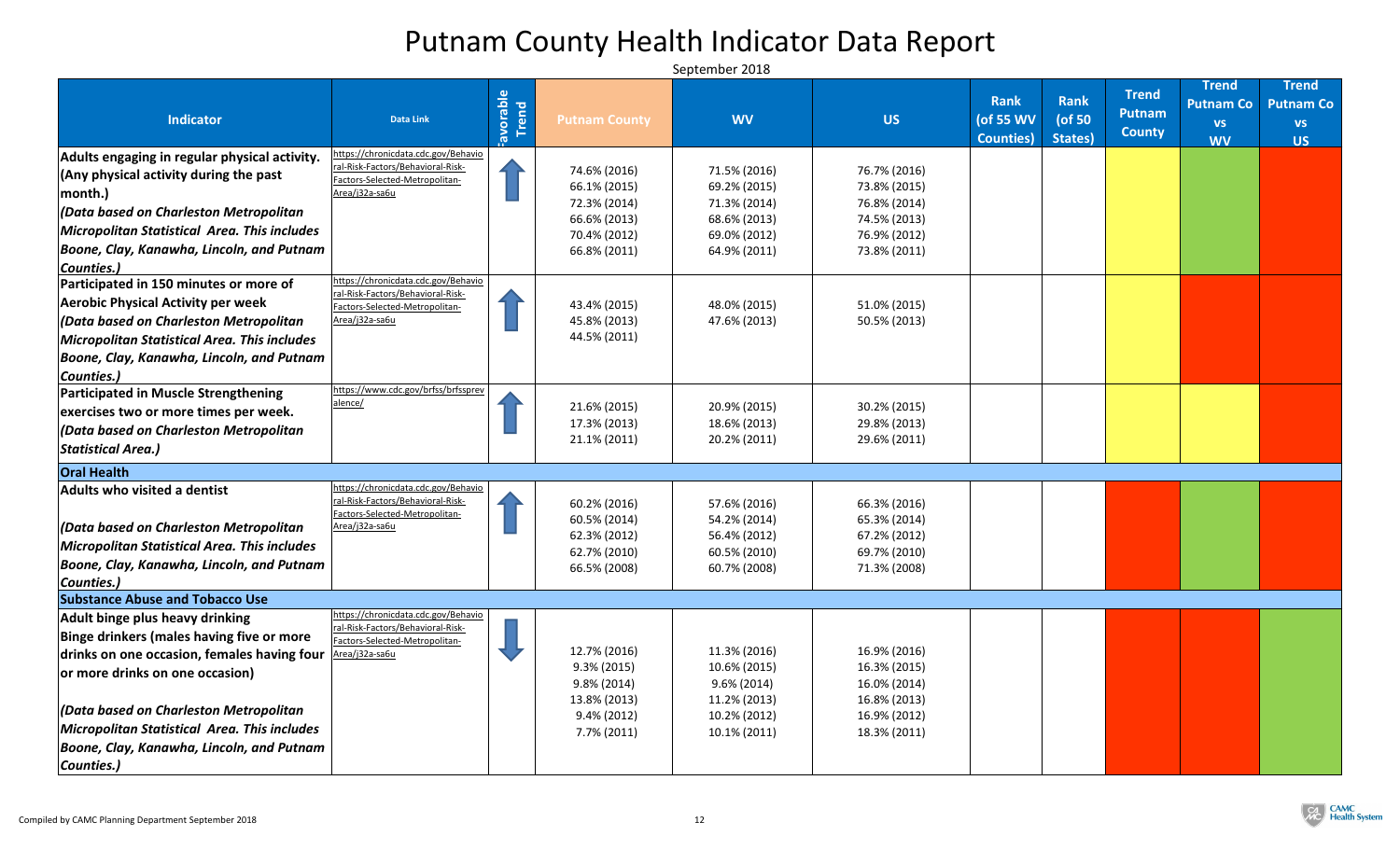# Putnam County Health Indicator Data Report

September 2018

| Indicator | Data Link | Favorable Trend | Putnam County | WV | US | Rank (of 55 WV Counties) | Rank (of 50 States) | Trend Putnam County | Trend Putnam Co vs WV | Trend Putnam Co vs US |
|---|---|---|---|---|---|---|---|---|---|---|
| **Adults engaging in regular physical activity. (Any physical activity during the past month.)** ***(Data based on Charleston Metropolitan Micropolitan Statistical Area. This includes Boone, Clay, Kanawha, Lincoln, and Putnam Counties.)*** | https://chronicdata.cdc.gov/Behavioral-Risk-Factors/Behavioral-Risk-Factors-Selected-Metropolitan-Area/j32a-sa6u | ↑ | 74.6% (2016)<br>66.1% (2015)<br>72.3% (2014)<br>66.6% (2013)<br>70.4% (2012)<br>66.8% (2011) | 71.5% (2016)<br>69.2% (2015)<br>71.3% (2014)<br>68.6% (2013)<br>69.0% (2012)<br>64.9% (2011) | 76.7% (2016)<br>73.8% (2015)<br>76.8% (2014)<br>74.5% (2013)<br>76.9% (2012)<br>73.8% (2011) | | | Yellow | Green | Red |
| **Participated in 150 minutes or more of Aerobic Physical Activity per week** ***(Data based on Charleston Metropolitan Micropolitan Statistical Area. This includes Boone, Clay, Kanawha, Lincoln, and Putnam Counties.)*** | https://chronicdata.cdc.gov/Behavioral-Risk-Factors/Behavioral-Risk-Factors-Selected-Metropolitan-Area/j32a-sa6u | ↑ | 43.4% (2015)<br>45.8% (2013)<br>44.5% (2011) | 48.0% (2015)<br>47.6% (2013) | 51.0% (2015)<br>50.5% (2013) | | | Yellow | Red | Red |
| **Participated in Muscle Strengthening exercises two or more times per week.** ***(Data based on Charleston Metropolitan Statistical Area.)*** | https://www.cdc.gov/brfss/brfssprevalence/ | ↑ | 21.6% (2015)<br>17.3% (2013)<br>21.1% (2011) | 20.9% (2015)<br>18.6% (2013)<br>20.2% (2011) | 30.2% (2015)<br>29.8% (2013)<br>29.6% (2011) | | | Yellow | Yellow | Red |
| **Oral Health** | | | | | | | | | | |
| **Adults who visited a dentist** ***(Data based on Charleston Metropolitan Micropolitan Statistical Area. This includes Boone, Clay, Kanawha, Lincoln, and Putnam Counties.)*** | https://chronicdata.cdc.gov/Behavioral-Risk-Factors/Behavioral-Risk-Factors-Selected-Metropolitan-Area/j32a-sa6u | ↑ | 60.2% (2016)<br>60.5% (2014)<br>62.3% (2012)<br>62.7% (2010)<br>66.5% (2008) | 57.6% (2016)<br>54.2% (2014)<br>56.4% (2012)<br>60.5% (2010)<br>60.7% (2008) | 66.3% (2016)<br>65.3% (2014)<br>67.2% (2012)<br>69.7% (2010)<br>71.3% (2008) | | | Red | Green | Red |
| **Substance Abuse and Tobacco Use** | | | | | | | | | | |
| **Adult binge plus heavy drinking Binge drinkers (males having five or more drinks on one occasion, females having four or more drinks on one occasion)** ***(Data based on Charleston Metropolitan Micropolitan Statistical Area. This includes Boone, Clay, Kanawha, Lincoln, and Putnam Counties.)*** | https://chronicdata.cdc.gov/Behavioral-Risk-Factors/Behavioral-Risk-Factors-Selected-Metropolitan-Area/j32a-sa6u | ↓ | 12.7% (2016)<br>9.3% (2015)<br>9.8% (2014)<br>13.8% (2013)<br>9.4% (2012)<br>7.7% (2011) | 11.3% (2016)<br>10.6% (2015)<br>9.6% (2014)<br>11.2% (2013)<br>10.2% (2012)<br>10.1% (2011) | 16.9% (2016)<br>16.3% (2015)<br>16.0% (2014)<br>16.8% (2013)<br>16.9% (2012)<br>18.3% (2011) | | | Red | Red | Green |

Compiled by CAMC Planning Department September 2018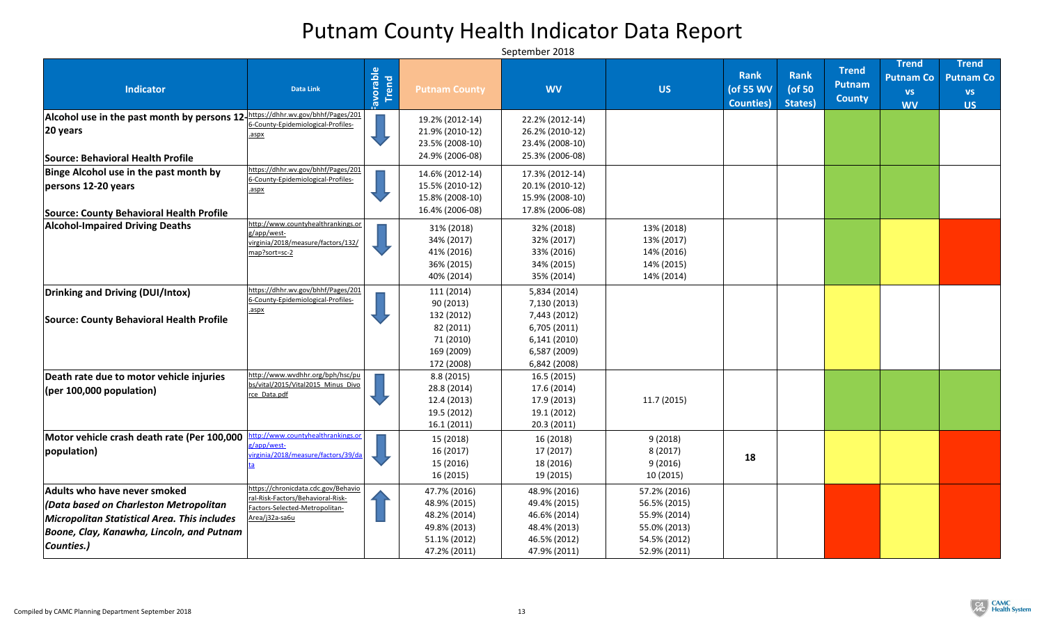# Putnam County Health Indicator Data Report

September 2018

| Indicator | Data Link | Favorable Trend | Putnam County | WV | US | Rank (of 55 WV Counties) | Rank (of 50 States) | Trend Putnam County | Trend Putnam Co vs WV | Trend Putnam Co vs US |
|---|---|---|---|---|---|---|---|---|---|---|
| **Alcohol use in the past month by persons 12-20 years**<br><br>**Source: Behavioral Health Profile** | https://dhhr.wv.gov/bhhf/Pages/2016-County-Epidemiological-Profiles-.aspx | ↓ | 19.2% (2012-14)<br>21.9% (2010-12)<br>23.5% (2008-10)<br>24.9% (2006-08) | 22.2% (2012-14)<br>26.2% (2010-12)<br>23.4% (2008-10)<br>25.3% (2006-08) | | | | | | |
| **Binge Alcohol use in the past month by persons 12-20 years**<br><br>**Source: County Behavioral Health Profile** | https://dhhr.wv.gov/bhhf/Pages/2016-County-Epidemiological-Profiles-.aspx | ↓ | 14.6% (2012-14)<br>15.5% (2010-12)<br>15.8% (2008-10)<br>16.4% (2006-08) | 17.3% (2012-14)<br>20.1% (2010-12)<br>15.9% (2008-10)<br>17.8% (2006-08) | | | | | | |
| **Alcohol-Impaired Driving Deaths** | http://www.countyhealthrankings.org/app/west-virginia/2018/measure/factors/132/map?sort=sc-2 | ↓ | 31% (2018)<br>34% (2017)<br>41% (2016)<br>36% (2015)<br>40% (2014) | 32% (2018)<br>32% (2017)<br>33% (2016)<br>34% (2015)<br>35% (2014) | 13% (2018)<br>13% (2017)<br>14% (2016)<br>14% (2015)<br>14% (2014) | | | | | |
| **Drinking and Driving (DUI/Intox)**<br><br>**Source: County Behavioral Health Profile** | https://dhhr.wv.gov/bhhf/Pages/2016-County-Epidemiological-Profiles-.aspx | ↓ | 111 (2014)<br>90 (2013)<br>132 (2012)<br>82 (2011)<br>71 (2010)<br>169 (2009)<br>172 (2008) | 5,834 (2014)<br>7,130 (2013)<br>7,443 (2012)<br>6,705 (2011)<br>6,141 (2010)<br>6,587 (2009)<br>6,842 (2008) | | | | | | |
| **Death rate due to motor vehicle injuries (per 100,000 population)** | http://www.wvdhhr.org/bph/hsc/pubs/vital/2015/Vital2015_Minus_Divorce_Data.pdf | ↓ | 8.8 (2015)<br>28.8 (2014)<br>12.4 (2013)<br>19.5 (2012)<br>16.1 (2011) | 16.5 (2015)<br>17.6 (2014)<br>17.9 (2013)<br>19.1 (2012)<br>20.3 (2011) | 11.7 (2015) | | | | | |
| **Motor vehicle crash death rate (Per 100,000 population)** | http://www.countyhealthrankings.org/app/west-virginia/2018/measure/factors/39/data | ↓ | 15 (2018)<br>16 (2017)<br>15 (2016)<br>16 (2015) | 16 (2018)<br>17 (2017)<br>18 (2016)<br>19 (2015) | 9 (2018)<br>8 (2017)<br>9 (2016)<br>10 (2015) | 18 | | | | |
| **Adults who have never smoked**<br>***(Data based on Charleston Metropolitan Micropolitan Statistical Area. This includes Boone, Clay, Kanawha, Lincoln, and Putnam Counties.)*** | https://chronicdata.cdc.gov/Behavioral-Risk-Factors/Behavioral-Risk-Factors-Selected-Metropolitan-Area/j32a-sa6u | ↑ | 47.7% (2016)<br>48.9% (2015)<br>48.2% (2014)<br>49.8% (2013)<br>51.1% (2012)<br>47.2% (2011) | 48.9% (2016)<br>49.4% (2015)<br>46.6% (2014)<br>48.4% (2013)<br>46.5% (2012)<br>47.9% (2011) | 57.2% (2016)<br>56.5% (2015)<br>55.9% (2014)<br>55.0% (2013)<br>54.5% (2012)<br>52.9% (2011) | | | | | |

Compiled by CAMC Planning Department September 2018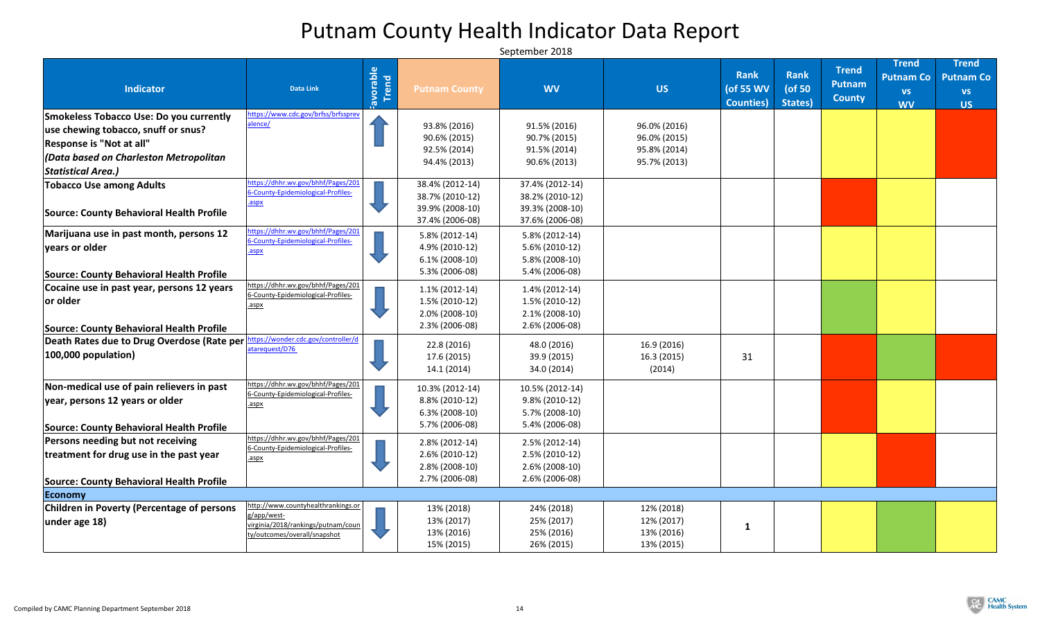# Putnam County Health Indicator Data Report

September 2018

| Indicator | Data Link | Favorable Trend | Putnam County | WV | US | Rank (of 55 WV Counties) | Rank (of 50 States) | Trend Putnam County | Trend Putnam Co vs WV | Trend Putnam Co vs US |
|---|---|---|---|---|---|---|---|---|---|---|
| **Smokeless Tobacco Use: Do you currently use chewing tobacco, snuff or snus? Response is "Not at all"** ***(Data based on Charleston Metropolitan Statistical Area.)*** | https://www.cdc.gov/brfss/brfssprevalence/ | ↑ | 93.8% (2016)<br>90.6% (2015)<br>92.5% (2014)<br>94.4% (2013) | 91.5% (2016)<br>90.7% (2015)<br>91.5% (2014)<br>90.6% (2013) | 96.0% (2016)<br>96.0% (2015)<br>95.8% (2014)<br>95.7% (2013) | | | | | |
| **Tobacco Use among Adults**<br>**Source: County Behavioral Health Profile** | https://dhhr.wv.gov/bhhf/Pages/2016-County-Epidemiological-Profiles-.aspx | ↓ | 38.4% (2012-14)<br>38.7% (2010-12)<br>39.9% (2008-10)<br>37.4% (2006-08) | 37.4% (2012-14)<br>38.2% (2010-12)<br>39.3% (2008-10)<br>37.6% (2006-08) | | | | | | |
| **Marijuana use in past month, persons 12 years or older**<br>**Source: County Behavioral Health Profile** | https://dhhr.wv.gov/bhhf/Pages/2016-County-Epidemiological-Profiles-.aspx | ↓ | 5.8% (2012-14)<br>4.9% (2010-12)<br>6.1% (2008-10)<br>5.3% (2006-08) | 5.8% (2012-14)<br>5.6% (2010-12)<br>5.8% (2008-10)<br>5.4% (2006-08) | | | | | | |
| **Cocaine use in past year, persons 12 years or older**<br>**Source: County Behavioral Health Profile** | https://dhhr.wv.gov/bhhf/Pages/2016-County-Epidemiological-Profiles-.aspx | ↓ | 1.1% (2012-14)<br>1.5% (2010-12)<br>2.0% (2008-10)<br>2.3% (2006-08) | 1.4% (2012-14)<br>1.5% (2010-12)<br>2.1% (2008-10)<br>2.6% (2006-08) | | | | | | |
| **Death Rates due to Drug Overdose (Rate per 100,000 population)** | https://wonder.cdc.gov/controller/datarequest/D76 | ↓ | 22.8 (2016)<br>17.6 (2015)<br>14.1 (2014) | 48.0 (2016)<br>39.9 (2015)<br>34.0 (2014) | 16.9 (2016)<br>16.3 (2015)<br>(2014) | 31 | | | | |
| **Non-medical use of pain relievers in past year, persons 12 years or older**<br>**Source: County Behavioral Health Profile** | https://dhhr.wv.gov/bhhf/Pages/2016-County-Epidemiological-Profiles-.aspx | ↓ | 10.3% (2012-14)<br>8.8% (2010-12)<br>6.3% (2008-10)<br>5.7% (2006-08) | 10.5% (2012-14)<br>9.8% (2010-12)<br>5.7% (2008-10)<br>5.4% (2006-08) | | | | | | |
| **Persons needing but not receiving treatment for drug use in the past year**<br>**Source: County Behavioral Health Profile** | https://dhhr.wv.gov/bhhf/Pages/2016-County-Epidemiological-Profiles-.aspx | ↓ | 2.8% (2012-14)<br>2.6% (2010-12)<br>2.8% (2008-10)<br>2.7% (2006-08) | 2.5% (2012-14)<br>2.5% (2010-12)<br>2.6% (2008-10)<br>2.6% (2006-08) | | | | | | |
| **Economy** | | | | | | | | | | |
| **Children in Poverty (Percentage of persons under age 18)** | http://www.countyhealthrankings.org/app/west-virginia/2018/rankings/putnam/county/outcomes/overall/snapshot | ↓ | 13% (2018)<br>13% (2017)<br>13% (2016)<br>15% (2015) | 24% (2018)<br>25% (2017)<br>25% (2016)<br>26% (2015) | 12% (2018)<br>12% (2017)<br>13% (2016)<br>13% (2015) | 1 | | | | |

Compiled by CAMC Planning Department September 2018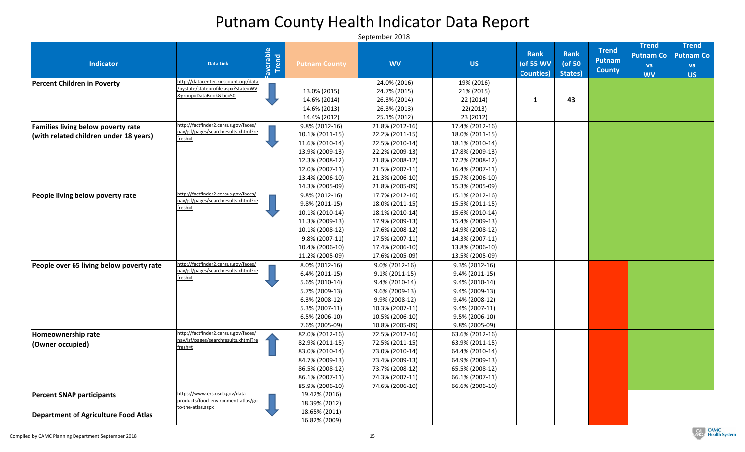# Putnam County Health Indicator Data Report

September 2018

| Indicator | Data Link | Favorable Trend | Putnam County | WV | US | Rank (of 55 WV Counties) | Rank (of 50 States) | Trend Putnam County | Trend Putnam Co vs WV | Trend Putnam Co vs US |
|---|---|---|---|---|---|---|---|---|---|---|
| **Percent Children in Poverty** | http://datacenter.kidscount.org/data/bystate/stateprofile.aspx?state=WV&group=DataBook&loc=50 | ↓ | 13.0% (2015)<br>14.6% (2014)<br>14.6% (2013)<br>14.4% (2012) | 24.0% (2016)<br>24.7% (2015)<br>26.3% (2014)<br>26.3% (2013)<br>25.1% (2012) | 19% (2016)<br>21% (2015)<br>22 (2014)<br>22(2013)<br>23 (2012) | 1 | 43 | | | |
| **Families living below poverty rate (with related children under 18 years)** | http://factfinder2.census.gov/faces/nav/jsf/pages/searchresults.xhtml?refresh=t | ↓ | 9.8% (2012-16)<br>10.1% (2011-15)<br>11.6% (2010-14)<br>13.9% (2009-13)<br>12.3% (2008-12)<br>12.0% (2007-11)<br>13.4% (2006-10)<br>14.3% (2005-09) | 21.8% (2012-16)<br>22.2% (2011-15)<br>22.5% (2010-14)<br>22.2% (2009-13)<br>21.8% (2008-12)<br>21.5% (2007-11)<br>21.3% (2006-10)<br>21.8% (2005-09) | 17.4% (2012-16)<br>18.0% (2011-15)<br>18.1% (2010-14)<br>17.8% (2009-13)<br>17.2% (2008-12)<br>16.4% (2007-11)<br>15.7% (2006-10)<br>15.3% (2005-09) | | | | | |
| **People living below poverty rate** | http://factfinder2.census.gov/faces/nav/jsf/pages/searchresults.xhtml?refresh=t | ↓ | 9.8% (2012-16)<br>9.8% (2011-15)<br>10.1% (2010-14)<br>11.3% (2009-13)<br>10.1% (2008-12)<br>9.8% (2007-11)<br>10.4% (2006-10)<br>11.2% (2005-09) | 17.7% (2012-16)<br>18.0% (2011-15)<br>18.1% (2010-14)<br>17.9% (2009-13)<br>17.6% (2008-12)<br>17.5% (2007-11)<br>17.4% (2006-10)<br>17.6% (2005-09) | 15.1% (2012-16)<br>15.5% (2011-15)<br>15.6% (2010-14)<br>15.4% (2009-13)<br>14.9% (2008-12)<br>14.3% (2007-11)<br>13.8% (2006-10)<br>13.5% (2005-09) | | | | | |
| **People over 65 living below poverty rate** | http://factfinder2.census.gov/faces/nav/jsf/pages/searchresults.xhtml?refresh=t | ↓ | 8.0% (2012-16)<br>6.4% (2011-15)<br>5.6% (2010-14)<br>5.7% (2009-13)<br>6.3% (2008-12)<br>5.3% (2007-11)<br>6.5% (2006-10)<br>7.6% (2005-09) | 9.0% (2012-16)<br>9.1% (2011-15)<br>9.4% (2010-14)<br>9.6% (2009-13)<br>9.9% (2008-12)<br>10.3% (2007-11)<br>10.5% (2006-10)<br>10.8% (2005-09) | 9.3% (2012-16)<br>9.4% (2011-15)<br>9.4% (2010-14)<br>9.4% (2009-13)<br>9.4% (2008-12)<br>9.4% (2007-11)<br>9.5% (2006-10)<br>9.8% (2005-09) | | | | | |
| **Homeownership rate (Owner occupied)** | http://factfinder2.census.gov/faces/nav/jsf/pages/searchresults.xhtml?refresh=t | ↑ | 82.0% (2012-16)<br>82.9% (2011-15)<br>83.0% (2010-14)<br>84.7% (2009-13)<br>86.5% (2008-12)<br>86.1% (2007-11)<br>85.9% (2006-10) | 72.5% (2012-16)<br>72.5% (2011-15)<br>73.0% (2010-14)<br>73.4% (2009-13)<br>73.7% (2008-12)<br>74.3% (2007-11)<br>74.6% (2006-10) | 63.6% (2012-16)<br>63.9% (2011-15)<br>64.4% (2010-14)<br>64.9% (2009-13)<br>65.5% (2008-12)<br>66.1% (2007-11)<br>66.6% (2006-10) | | | | | |
| **Percent SNAP participants**<br><br>**Department of Agriculture Food Atlas** | https://www.ers.usda.gov/data-products/food-environment-atlas/go-to-the-atlas.aspx | ↓ | 19.42% (2016)<br>18.39% (2012)<br>18.65% (2011)<br>16.82% (2009) | | | | | | | |

Compiled by CAMC Planning Department September 2018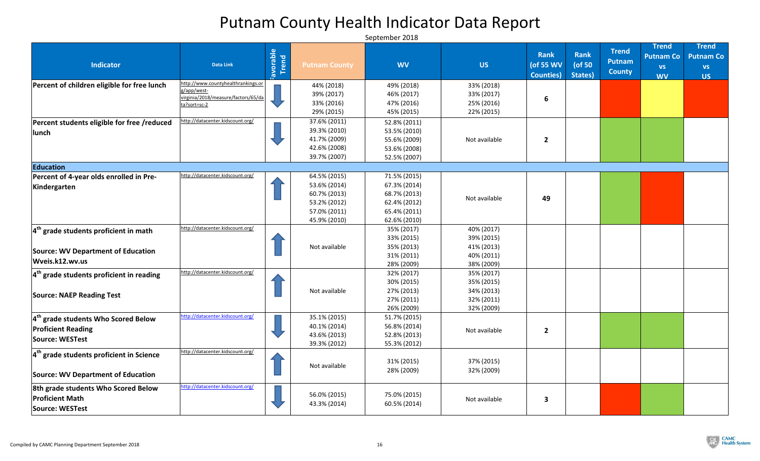# Putnam County Health Indicator Data Report

September 2018

| Indicator | Data Link | Favorable Trend | Putnam County | WV | US | Rank (of 55 WV Counties) | Rank (of 50 States) | Trend Putnam County | Trend Putnam Co vs WV | Trend Putnam Co vs US |
|---|---|---|---|---|---|---|---|---|---|---|
| **Percent of children eligible for free lunch** | http://www.countyhealthrankings.org/app/west-virginia/2018/measure/factors/65/data?sort=sc-2 | ↓ | 44% (2018)<br>39% (2017)<br>33% (2016)<br>29% (2015) | 49% (2018)<br>46% (2017)<br>47% (2016)<br>45% (2015) | 33% (2018)<br>33% (2017)<br>25% (2016)<br>22% (2015) | 6 | | Red | Yellow | Red |
| **Percent students eligible for free /reduced lunch** | http://datacenter.kidscount.org/ | ↓ | 37.6% (2011)<br>39.3% (2010)<br>41.7% (2009)<br>42.6% (2008)<br>39.7% (2007) | 52.8% (2011)<br>53.5% (2010)<br>55.6% (2009)<br>53.6% (2008)<br>52.5% (2007) | Not available | 2 | | Green | Green | |
| **Education** | | | | | | | | | | |
| **Percent of 4-year olds enrolled in Pre-Kindergarten** | http://datacenter.kidscount.org/ | ↑ | 64.5% (2015)<br>53.6% (2014)<br>60.7% (2013)<br>53.2% (2012)<br>57.0% (2011)<br>45.9% (2010) | 71.5% (2015)<br>67.3% (2014)<br>68.7% (2013)<br>62.4% (2012)<br>65.4% (2011)<br>62.6% (2010) | Not available | 49 | | Green | Red | |
| **4th grade students proficient in math**<br><br>**Source: WV Department of Education Wveis.k12.wv.us** | http://datacenter.kidscount.org/ | ↑ | Not available | 35% (2017)<br>33% (2015)<br>35% (2013)<br>31% (2011)<br>28% (2009) | 40% (2017)<br>39% (2015)<br>41% (2013)<br>40% (2011)<br>38% (2009) | | | | | |
| **4th grade students proficient in reading**<br><br>**Source: NAEP Reading Test** | http://datacenter.kidscount.org/ | ↑ | Not available | 32% (2017)<br>30% (2015)<br>27% (2013)<br>27% (2011)<br>26% (2009) | 35% (2017)<br>35% (2015)<br>34% (2013)<br>32% (2011)<br>32% (2009) | | | | | |
| **4th grade students Who Scored Below Proficient Reading**<br>**Source: WESTest** | http://datacenter.kidscount.org/ | ↓ | 35.1% (2015)<br>40.1% (2014)<br>43.6% (2013)<br>39.3% (2012) | 51.7% (2015)<br>56.8% (2014)<br>52.8% (2013)<br>55.3% (2012) | Not available | 2 | | Green | Green | |
| **4th grade students proficient in Science**<br><br>**Source: WV Department of Education** | http://datacenter.kidscount.org/ | ↑ | Not available | 31% (2015)<br>28% (2009) | 37% (2015)<br>32% (2009) | | | | | |
| **8th grade students Who Scored Below Proficient Math**<br>**Source: WESTest** | http://datacenter.kidscount.org/ | ↓ | 56.0% (2015)<br>43.3% (2014) | 75.0% (2015)<br>60.5% (2014) | Not available | 3 | | Red | Green | |

Compiled by CAMC Planning Department September 2018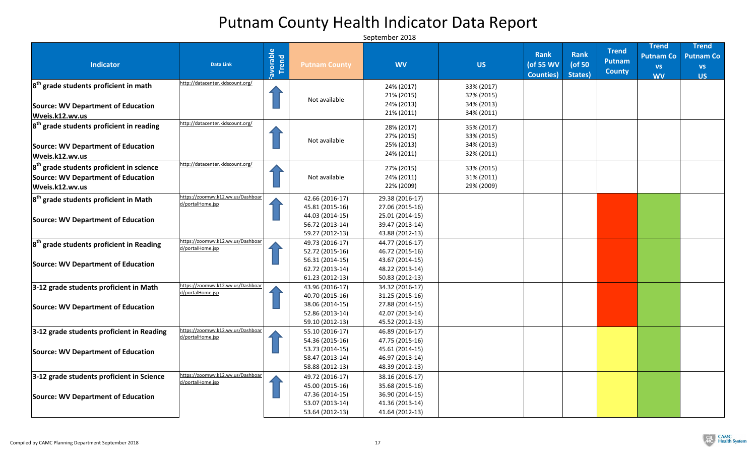# Putnam County Health Indicator Data Report

September 2018

| Indicator | Data Link | Favorable Trend | Putnam County | WV | US | Rank (of 55 WV Counties) | Rank (of 50 States) | Trend Putnam County | Trend Putnam Co vs WV | Trend Putnam Co vs US |
|---|---|---|---|---|---|---|---|---|---|---|
| 8th grade students proficient in math<br><br>Source: WV Department of Education Wveis.k12.wv.us | http://datacenter.kidscount.org/ | ↑ | Not available | 24% (2017)<br>21% (2015)<br>24% (2013)<br>21% (2011) | 33% (2017)<br>32% (2015)<br>34% (2013)<br>34% (2011) | | | | | |
| 8th grade students proficient in reading<br><br>Source: WV Department of Education Wveis.k12.wv.us | http://datacenter.kidscount.org/ | ↑ | Not available | 28% (2017)<br>27% (2015)<br>25% (2013)<br>24% (2011) | 35% (2017)<br>33% (2015)<br>34% (2013)<br>32% (2011) | | | | | |
| 8th grade students proficient in science<br>Source: WV Department of Education Wveis.k12.wv.us | http://datacenter.kidscount.org/ | ↑ | Not available | 27% (2015)<br>24% (2011)<br>22% (2009) | 33% (2015)<br>31% (2011)<br>29% (2009) | | | | | |
| 8th grade students proficient in Math<br><br>Source: WV Department of Education | https://zoomwv.k12.wv.us/Dashboard/portalHome.jsp | ↑ | 42.66 (2016-17)<br>45.81 (2015-16)<br>44.03 (2014-15)<br>56.72 (2013-14)<br>59.27 (2012-13) | 29.38 (2016-17)<br>27.06 (2015-16)<br>25.01 (2014-15)<br>39.47 (2013-14)<br>43.88 (2012-13) | | | | Red | Green | |
| 8th grade students proficient in Reading<br><br>Source: WV Department of Education | https://zoomwv.k12.wv.us/Dashboard/portalHome.jsp | ↑ | 49.73 (2016-17)<br>52.72 (2015-16)<br>56.31 (2014-15)<br>62.72 (2013-14)<br>61.23 (2012-13) | 44.77 (2016-17)<br>46.72 (2015-16)<br>43.67 (2014-15)<br>48.22 (2013-14)<br>50.83 (2012-13) | | | | Red | Green | |
| 3-12 grade students proficient in Math<br><br>Source: WV Department of Education | https://zoomwv.k12.wv.us/Dashboard/portalHome.jsp | ↑ | 43.96 (2016-17)<br>40.70 (2015-16)<br>38.06 (2014-15)<br>52.86 (2013-14)<br>59.10 (2012-13) | 34.32 (2016-17)<br>31.25 (2015-16)<br>27.88 (2014-15)<br>42.07 (2013-14)<br>45.52 (2012-13) | | | | Red | Green | |
| 3-12 grade students proficient in Reading<br><br>Source: WV Department of Education | https://zoomwv.k12.wv.us/Dashboard/portalHome.jsp | ↑ | 55.10 (2016-17)<br>54.36 (2015-16)<br>53.73 (2014-15)<br>58.47 (2013-14)<br>58.88 (2012-13) | 46.89 (2016-17)<br>47.75 (2015-16)<br>45.61 (2014-15)<br>46.97 (2013-14)<br>48.39 (2012-13) | | | | Yellow | Green | |
| 3-12 grade students proficient in Science<br><br>Source: WV Department of Education | https://zoomwv.k12.wv.us/Dashboard/portalHome.jsp | ↑ | 49.72 (2016-17)<br>45.00 (2015-16)<br>47.36 (2014-15)<br>53.07 (2013-14)<br>53.64 (2012-13) | 38.16 (2016-17)<br>35.68 (2015-16)<br>36.90 (2014-15)<br>41.36 (2013-14)<br>41.64 (2012-13) | | | | Yellow | Green | |

Compiled by CAMC Planning Department September 2018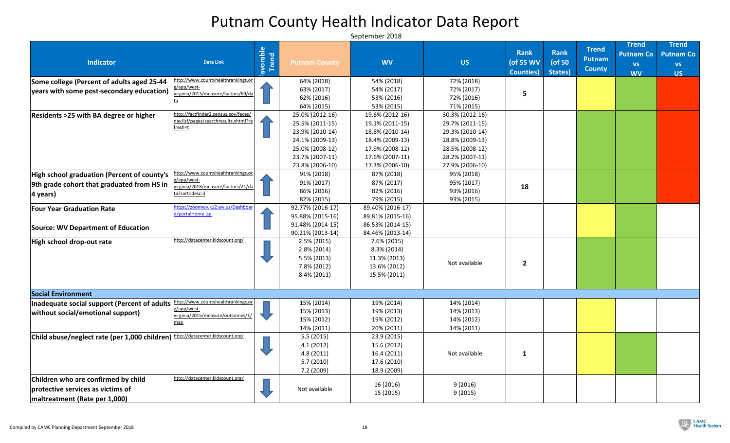# Putnam County Health Indicator Data Report

September 2018

| Indicator | Data Link | Favorable Trend | Putnam County | WV | US | Rank (of 55 WV Counties) | Rank (of 50 States) | Trend Putnam County | Trend Putnam Co vs WV | Trend Putnam Co vs US |
|---|---|---|---|---|---|---|---|---|---|---|
| Some college (Percent of adults aged 25-44 years with some post-secondary education) | http://www.countyhealthrankings.org/app/west-virginia/2013/measure/factors/69/data | ↑ | 64% (2018)<br>63% (2017)<br>62% (2016)<br>64% (2015) | 54% (2018)<br>54% (2017)<br>53% (2016)<br>53% (2015) | 72% (2018)<br>72% (2017)<br>72% (2016)<br>71% (2015) | 5 | | | | |
| Residents >25 with BA degree or higher | http://factfinder2.census.gov/faces/nav/jsf/pages/searchresults.xhtml?refresh=t | ↑ | 25.0% (2012-16)<br>25.5% (2011-15)<br>23.9% (2010-14)<br>24.1% (2009-13)<br>25.0% (2008-12)<br>23.7% (2007-11)<br>23.8% (2006-10) | 19.6% (2012-16)<br>19.1% (2011-15)<br>18.8% (2010-14)<br>18.4% (2009-13)<br>17.9% (2008-12)<br>17.6% (2007-11)<br>17.3% (2006-10) | 30.3% (2012-16)<br>29.7% (2011-15)<br>29.3% (2010-14)<br>28.8% (2009-13)<br>28.5% (2008-12)<br>28.2% (2007-11)<br>27.9% (2006-10) | | | | | |
| High school graduation (Percent of county's 9th grade cohort that graduated from HS in 4 years) | http://www.countyhealthrankings.org/app/west-virginia/2018/measure/factors/21/data?sort=desc-3 | ↑ | 91% (2018)<br>91% (2017)<br>86% (2016)<br>82% (2015) | 87% (2018)<br>87% (2017)<br>82% (2016)<br>79% (2015) | 95% (2018)<br>95% (2017)<br>93% (2016)<br>93% (2015) | 18 | | | | |
| Four Year Graduation Rate<br><br>Source: WV Department of Education | https://zoomwv.k12.wv.us/Dashboard/portalHome.jsp | ↑ | 92.77% (2016-17)<br>95.88% (2015-16)<br>91.48% (2014-15)<br>90.21% (2013-14) | 89.40% (2016-17)<br>89.81% (2015-16)<br>86.53% (2014-15)<br>84.46% (2013-14) | | | | | | |
| High school drop-out rate | http://datacenter.kidscount.org/ | ↓ | 2.5% (2015)<br>2.8% (2014)<br>5.5% (2013)<br>7.8% (2012)<br>8.4% (2011) | 7.6% (2015)<br>8.3% (2014)<br>11.3% (2013)<br>13.6% (2012)<br>15.5% (2011) | Not available | 2 | | | | |
| **Social Environment** | | | | | | | | | | |
| Inadequate social support (Percent of adults without social/emotional support) | http://www.countyhealthrankings.org/app/west-virginia/2015/measure/outcomes/1/map | ↓ | 15% (2014)<br>15% (2013)<br>15% (2012)<br>14% (2011) | 19% (2014)<br>19% (2013)<br>19% (2012)<br>20% (2011) | 14% (2014)<br>14% (2013)<br>14% (2012)<br>14% (2011) | | | | | |
| Child abuse/neglect rate (per 1,000 children) | http://datacenter.kidscount.org/ | ↓ | 5.5 (2015)<br>4.1 (2012)<br>4.8 (2011)<br>5.7 (2010)<br>7.2 (2009) | 23.9 (2015)<br>15.6 (2012)<br>16.4 (2011)<br>17.6 (2010)<br>18.9 (2009) | Not available | 1 | | | | |
| Children who are confirmed by child protective services as victims of maltreatment (Rate per 1,000) | http://datacenter.kidscount.org/ | ↓ | Not available | 16 (2016)<br>15 (2015) | 9 (2016)<br>9 (2015) | | | | | |

Compiled by CAMC Planning Department September 2018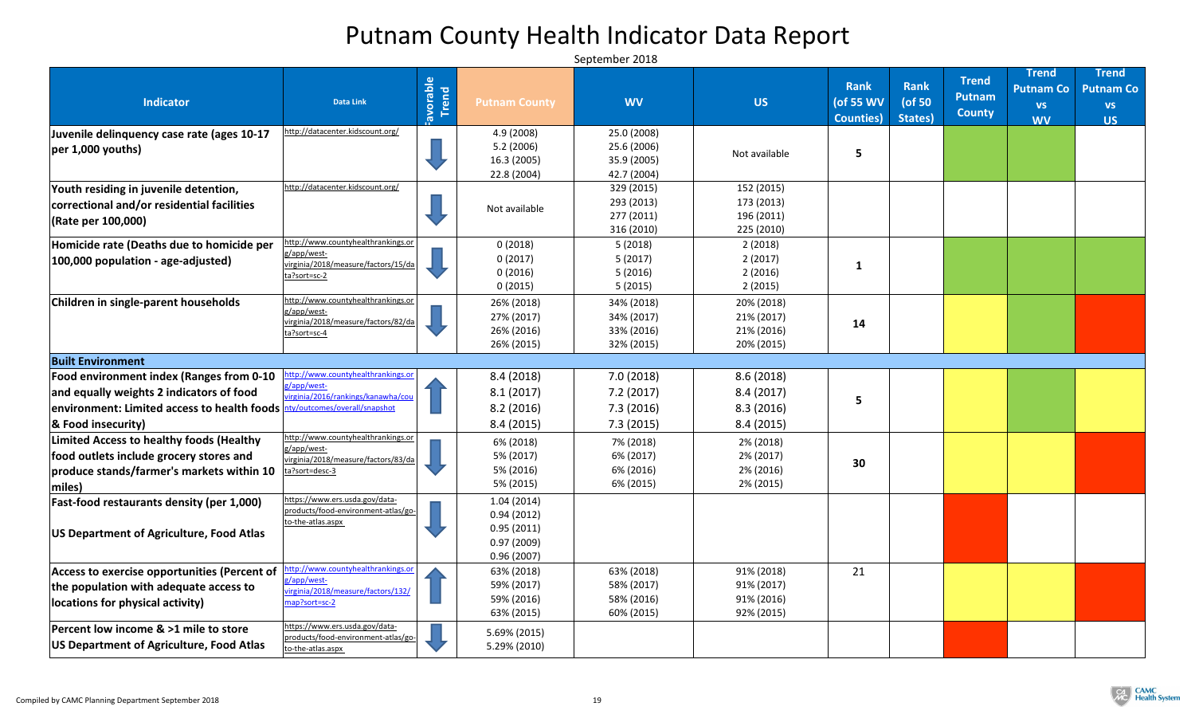# Putnam County Health Indicator Data Report

September 2018

| Indicator | Data Link | Favorable Trend | Putnam County | WV | US | Rank (of 55 WV Counties) | Rank (of 50 States) | Trend Putnam County | Trend Putnam Co vs WV | Trend Putnam Co vs US |
|---|---|---|---|---|---|---|---|---|---|---|
| **Juvenile delinquency case rate (ages 10-17 per 1,000 youths)** | http://datacenter.kidscount.org/ | ↓ | 4.9 (2008)<br>5.2 (2006)<br>16.3 (2005)<br>22.8 (2004) | 25.0 (2008)<br>25.6 (2006)<br>35.9 (2005)<br>42.7 (2004) | Not available | 5 | | | | |
| **Youth residing in juvenile detention, correctional and/or residential facilities (Rate per 100,000)** | http://datacenter.kidscount.org/ | ↓ | Not available | 329 (2015)<br>293 (2013)<br>277 (2011)<br>316 (2010) | 152 (2015)<br>173 (2013)<br>196 (2011)<br>225 (2010) | | | | | |
| **Homicide rate (Deaths due to homicide per 100,000 population - age-adjusted)** | http://www.countyhealthrankings.org/app/west-virginia/2018/measure/factors/15/data?sort=sc-2 | ↓ | 0 (2018)<br>0 (2017)<br>0 (2016)<br>0 (2015) | 5 (2018)<br>5 (2017)<br>5 (2016)<br>5 (2015) | 2 (2018)<br>2 (2017)<br>2 (2016)<br>2 (2015) | 1 | | | | |
| **Children in single-parent households** | http://www.countyhealthrankings.org/app/west-virginia/2018/measure/factors/82/data?sort=sc-4 | ↓ | 26% (2018)<br>27% (2017)<br>26% (2016)<br>26% (2015) | 34% (2018)<br>34% (2017)<br>33% (2016)<br>32% (2015) | 20% (2018)<br>21% (2017)<br>21% (2016)<br>20% (2015) | 14 | | | | |
| **Built Environment** | | | | | | | | | | |
| **Food environment index (Ranges from 0-10 and equally weights 2 indicators of food environment: Limited access to health foods & Food insecurity)** | http://www.countyhealthrankings.org/app/west-virginia/2016/rankings/kanawha/county/outcomes/overall/snapshot | ↑ | 8.4 (2018)<br>8.1 (2017)<br>8.2 (2016)<br>8.4 (2015) | 7.0 (2018)<br>7.2 (2017)<br>7.3 (2016)<br>7.3 (2015) | 8.6 (2018)<br>8.4 (2017)<br>8.3 (2016)<br>8.4 (2015) | 5 | | | | |
| **Limited Access to healthy foods (Healthy food outlets include grocery stores and produce stands/farmer's markets within 10 miles)** | http://www.countyhealthrankings.org/app/west-virginia/2018/measure/factors/83/data?sort=desc-3 | ↓ | 6% (2018)<br>5% (2017)<br>5% (2016)<br>5% (2015) | 7% (2018)<br>6% (2017)<br>6% (2016)<br>6% (2015) | 2% (2018)<br>2% (2017)<br>2% (2016)<br>2% (2015) | 30 | | | | |
| **Fast-food restaurants density (per 1,000)**<br><br>**US Department of Agriculture, Food Atlas** | https://www.ers.usda.gov/data-products/food-environment-atlas/go-to-the-atlas.aspx | ↓ | 1.04 (2014)<br>0.94 (2012)<br>0.95 (2011)<br>0.97 (2009)<br>0.96 (2007) | | | | | | | |
| **Access to exercise opportunities (Percent of the population with adequate access to locations for physical activity)** | http://www.countyhealthrankings.org/app/west-virginia/2018/measure/factors/132/map?sort=sc-2 | ↑ | 63% (2018)<br>59% (2017)<br>59% (2016)<br>63% (2015) | 63% (2018)<br>58% (2017)<br>58% (2016)<br>60% (2015) | 91% (2018)<br>91% (2017)<br>91% (2016)<br>92% (2015) | 21 | | | | |
| **Percent low income & >1 mile to store**<br>**US Department of Agriculture, Food Atlas** | https://www.ers.usda.gov/data-products/food-environment-atlas/go-to-the-atlas.aspx | ↓ | 5.69% (2015)<br>5.29% (2010) | | | | | | | |

Compiled by CAMC Planning Department September 2018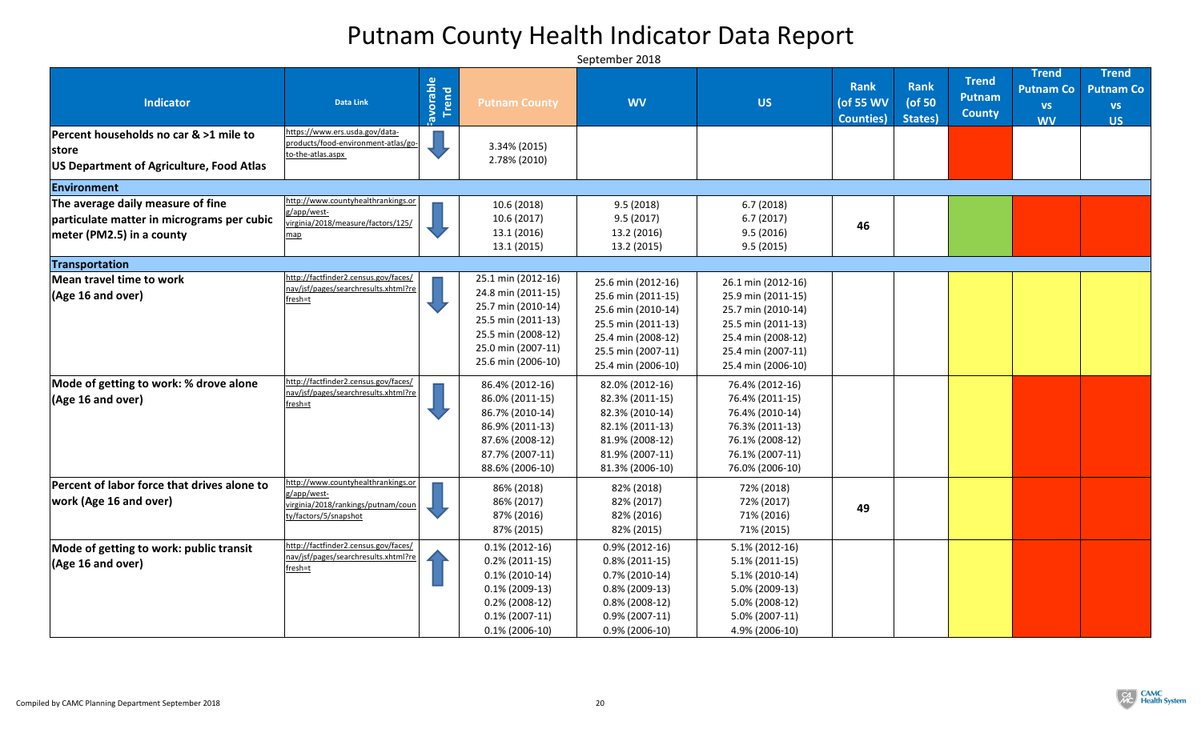# Putnam County Health Indicator Data Report

September 2018

| Indicator | Data Link | Favorable Trend | Putnam County | WV | US | Rank (of 55 WV Counties) | Rank (of 50 States) | Trend Putnam County | Trend Putnam Co vs WV | Trend Putnam Co vs US |
|---|---|---|---|---|---|---|---|---|---|---|
| **Percent households no car & >1 mile to store**<br>**US Department of Agriculture, Food Atlas** | https://www.ers.usda.gov/data-products/food-environment-atlas/go-to-the-atlas.aspx | ↓ | 3.34% (2015)<br>2.78% (2010) | | | | | | | |
| **Environment** | | | | | | | | | | |
| **The average daily measure of fine particulate matter in micrograms per cubic meter (PM2.5) in a county** | http://www.countyhealthrankings.org/app/west-virginia/2018/measure/factors/125/map | ↓ | 10.6 (2018)<br>10.6 (2017)<br>13.1 (2016)<br>13.1 (2015) | 9.5 (2018)<br>9.5 (2017)<br>13.2 (2016)<br>13.2 (2015) | 6.7 (2018)<br>6.7 (2017)<br>9.5 (2016)<br>9.5 (2015) | 46 | | | | |
| **Transportation** | | | | | | | | | | |
| **Mean travel time to work (Age 16 and over)** | http://factfinder2.census.gov/faces/nav/jsf/pages/searchresults.xhtml?refresh=t | ↓ | 25.1 min (2012-16)<br>24.8 min (2011-15)<br>25.7 min (2010-14)<br>25.5 min (2011-13)<br>25.5 min (2008-12)<br>25.0 min (2007-11)<br>25.6 min (2006-10) | 25.6 min (2012-16)<br>25.6 min (2011-15)<br>25.6 min (2010-14)<br>25.5 min (2011-13)<br>25.4 min (2008-12)<br>25.5 min (2007-11)<br>25.4 min (2006-10) | 26.1 min (2012-16)<br>25.9 min (2011-15)<br>25.7 min (2010-14)<br>25.5 min (2011-13)<br>25.4 min (2008-12)<br>25.4 min (2007-11)<br>25.4 min (2006-10) | | | | | |
| **Mode of getting to work: % drove alone (Age 16 and over)** | http://factfinder2.census.gov/faces/nav/jsf/pages/searchresults.xhtml?refresh=t | ↓ | 86.4% (2012-16)<br>86.0% (2011-15)<br>86.7% (2010-14)<br>86.9% (2011-13)<br>87.6% (2008-12)<br>87.7% (2007-11)<br>88.6% (2006-10) | 82.0% (2012-16)<br>82.3% (2011-15)<br>82.3% (2010-14)<br>82.1% (2011-13)<br>81.9% (2008-12)<br>81.9% (2007-11)<br>81.3% (2006-10) | 76.4% (2012-16)<br>76.4% (2011-15)<br>76.4% (2010-14)<br>76.3% (2011-13)<br>76.1% (2008-12)<br>76.1% (2007-11)<br>76.0% (2006-10) | | | | | |
| **Percent of labor force that drives alone to work (Age 16 and over)** | http://www.countyhealthrankings.org/app/west-virginia/2018/rankings/putnam/county/factors/5/snapshot | ↓ | 86% (2018)<br>86% (2017)<br>87% (2016)<br>87% (2015) | 82% (2018)<br>82% (2017)<br>82% (2016)<br>82% (2015) | 72% (2018)<br>72% (2017)<br>71% (2016)<br>71% (2015) | 49 | | | | |
| **Mode of getting to work: public transit (Age 16 and over)** | http://factfinder2.census.gov/faces/nav/jsf/pages/searchresults.xhtml?refresh=t | ↑ | 0.1% (2012-16)<br>0.2% (2011-15)<br>0.1% (2010-14)<br>0.1% (2009-13)<br>0.2% (2008-12)<br>0.1% (2007-11)<br>0.1% (2006-10) | 0.9% (2012-16)<br>0.8% (2011-15)<br>0.7% (2010-14)<br>0.8% (2009-13)<br>0.8% (2008-12)<br>0.9% (2007-11)<br>0.9% (2006-10) | 5.1% (2012-16)<br>5.1% (2011-15)<br>5.1% (2010-14)<br>5.0% (2009-13)<br>5.0% (2008-12)<br>5.0% (2007-11)<br>4.9% (2006-10) | | | | | |

Compiled by CAMC Planning Department September 2018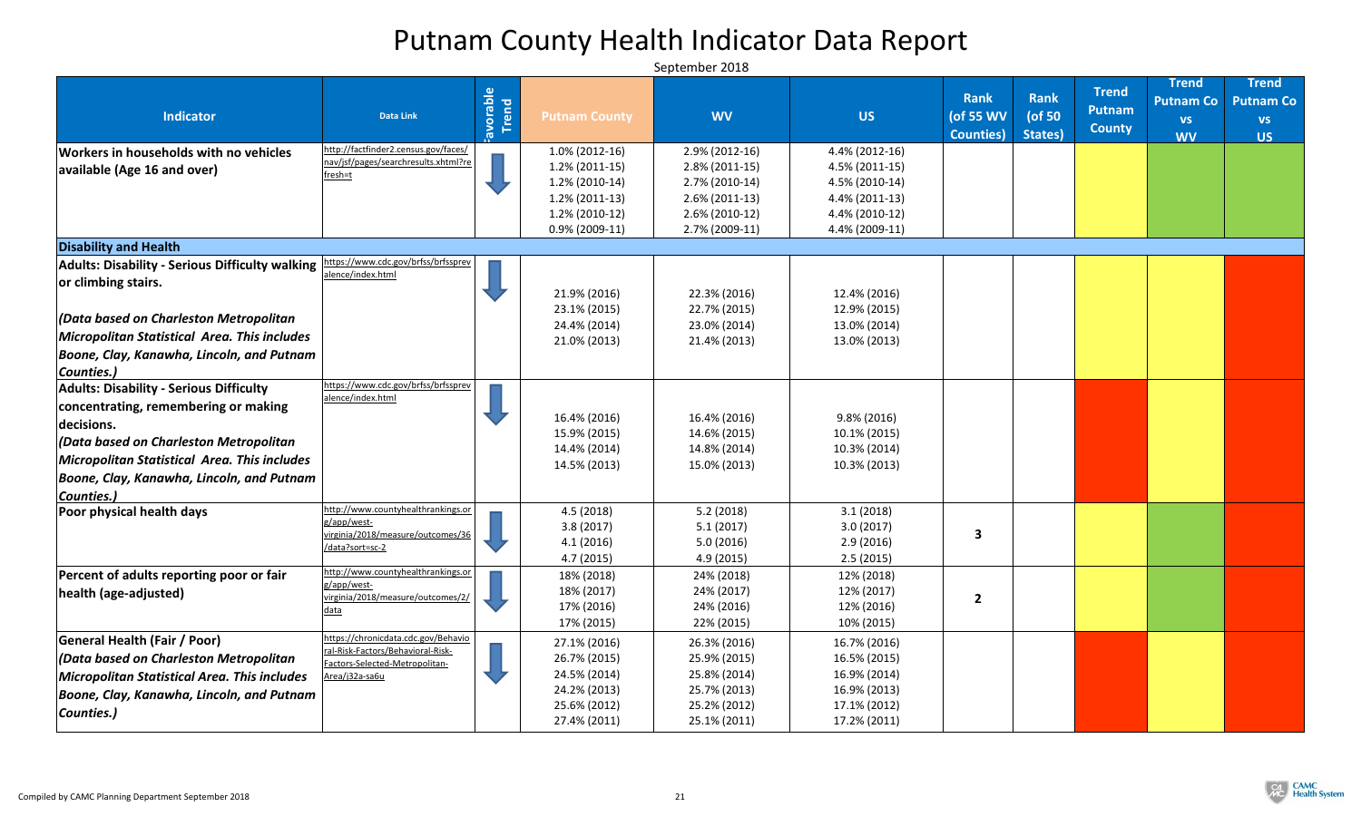# Putnam County Health Indicator Data Report

September 2018

| Indicator | Data Link | Favorable Trend | Putnam County | WV | US | Rank (of 55 WV Counties) | Rank (of 50 States) | Trend Putnam County | Trend Putnam Co vs WV | Trend Putnam Co vs US |
|---|---|---|---|---|---|---|---|---|---|---|
| **Workers in households with no vehicles available (Age 16 and over)** | http://factfinder2.census.gov/faces/nav/jsf/pages/searchresults.xhtml?refresh=t | ↓ | 1.0% (2012-16)<br>1.2% (2011-15)<br>1.2% (2010-14)<br>1.2% (2011-13)<br>1.2% (2010-12)<br>0.9% (2009-11) | 2.9% (2012-16)<br>2.8% (2011-15)<br>2.7% (2010-14)<br>2.6% (2011-13)<br>2.6% (2010-12)<br>2.7% (2009-11) | 4.4% (2012-16)<br>4.5% (2011-15)<br>4.5% (2010-14)<br>4.4% (2011-13)<br>4.4% (2010-12)<br>4.4% (2009-11) | | | | | |
| **Disability and Health** | | | | | | | | | | |
| **Adults: Disability - Serious Difficulty walking or climbing stairs.** ***(Data based on Charleston Metropolitan Micropolitan Statistical Area. This includes Boone, Clay, Kanawha, Lincoln, and Putnam Counties.)*** | https://www.cdc.gov/brfss/brfssprevalence/index.html | ↓ | 21.9% (2016)<br>23.1% (2015)<br>24.4% (2014)<br>21.0% (2013) | 22.3% (2016)<br>22.7% (2015)<br>23.0% (2014)<br>21.4% (2013) | 12.4% (2016)<br>12.9% (2015)<br>13.0% (2014)<br>13.0% (2013) | | | | | |
| **Adults: Disability - Serious Difficulty concentrating, remembering or making decisions.** ***(Data based on Charleston Metropolitan Micropolitan Statistical Area. This includes Boone, Clay, Kanawha, Lincoln, and Putnam Counties.)*** | https://www.cdc.gov/brfss/brfssprevalence/index.html | ↓ | 16.4% (2016)<br>15.9% (2015)<br>14.4% (2014)<br>14.5% (2013) | 16.4% (2016)<br>14.6% (2015)<br>14.8% (2014)<br>15.0% (2013) | 9.8% (2016)<br>10.1% (2015)<br>10.3% (2014)<br>10.3% (2013) | | | | | |
| **Poor physical health days** | http://www.countyhealthrankings.org/app/west-virginia/2018/measure/outcomes/36/data?sort=sc-2 | ↓ | 4.5 (2018)<br>3.8 (2017)<br>4.1 (2016)<br>4.7 (2015) | 5.2 (2018)<br>5.1 (2017)<br>5.0 (2016)<br>4.9 (2015) | 3.1 (2018)<br>3.0 (2017)<br>2.9 (2016)<br>2.5 (2015) | 3 | | | | |
| **Percent of adults reporting poor or fair health (age-adjusted)** | http://www.countyhealthrankings.org/app/west-virginia/2018/measure/outcomes/2/data | ↓ | 18% (2018)<br>18% (2017)<br>17% (2016)<br>17% (2015) | 24% (2018)<br>24% (2017)<br>24% (2016)<br>22% (2015) | 12% (2018)<br>12% (2017)<br>12% (2016)<br>10% (2015) | 2 | | | | |
| **General Health (Fair / Poor)** ***(Data based on Charleston Metropolitan Micropolitan Statistical Area. This includes Boone, Clay, Kanawha, Lincoln, and Putnam Counties.)*** | https://chronicdata.cdc.gov/Behavioral-Risk-Factors/Behavioral-Risk-Factors-Selected-Metropolitan-Area/j32a-sa6u | ↓ | 27.1% (2016)<br>26.7% (2015)<br>24.5% (2014)<br>24.2% (2013)<br>25.6% (2012)<br>27.4% (2011) | 26.3% (2016)<br>25.9% (2015)<br>25.8% (2014)<br>25.7% (2013)<br>25.2% (2012)<br>25.1% (2011) | 16.7% (2016)<br>16.5% (2015)<br>16.9% (2014)<br>16.9% (2013)<br>17.1% (2012)<br>17.2% (2011) | | | | | |

Compiled by CAMC Planning Department September 2018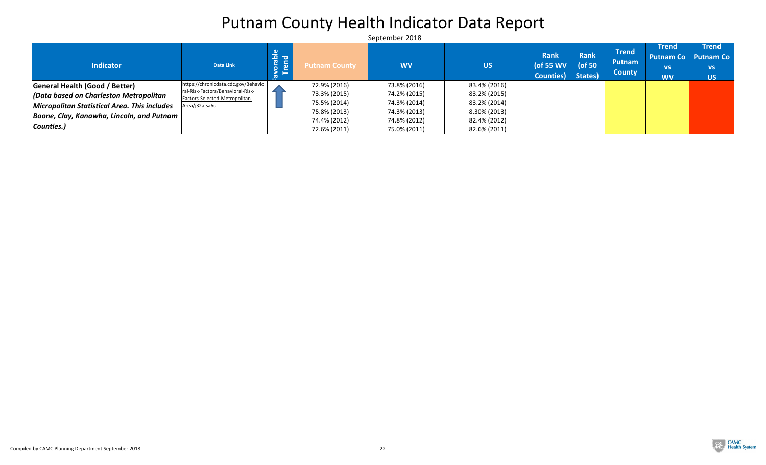# Putnam County Health Indicator Data Report

September 2018

| Indicator | Data Link | Favorable Trend | Putnam County | WV | US | Rank (of 55 WV Counties) | Rank (of 50 States) | Trend Putnam County | Trend Putnam Co vs WV | Trend Putnam Co vs US |
|---|---|---|---|---|---|---|---|---|---|---|
| **General Health (Good / Better)** ***(Data based on Charleston Metropolitan Micropolitan Statistical Area. This includes Boone, Clay, Kanawha, Lincoln, and Putnam Counties.)*** | https://chronicdata.cdc.gov/Behavioral-Risk-Factors/Behavioral-Risk-Factors-Selected-Metropolitan-Area/j32a-sa6u | ↑ | 72.9% (2016)<br>73.3% (2015)<br>75.5% (2014)<br>75.8% (2013)<br>74.4% (2012)<br>72.6% (2011) | 73.8% (2016)<br>74.2% (2015)<br>74.3% (2014)<br>74.3% (2013)<br>74.8% (2012)<br>75.0% (2011) | 83.4% (2016)<br>83.2% (2015)<br>83.2% (2014)<br>8.30% (2013)<br>82.4% (2012)<br>82.6% (2011) | | | | | |

Compiled by CAMC Planning Department September 2018